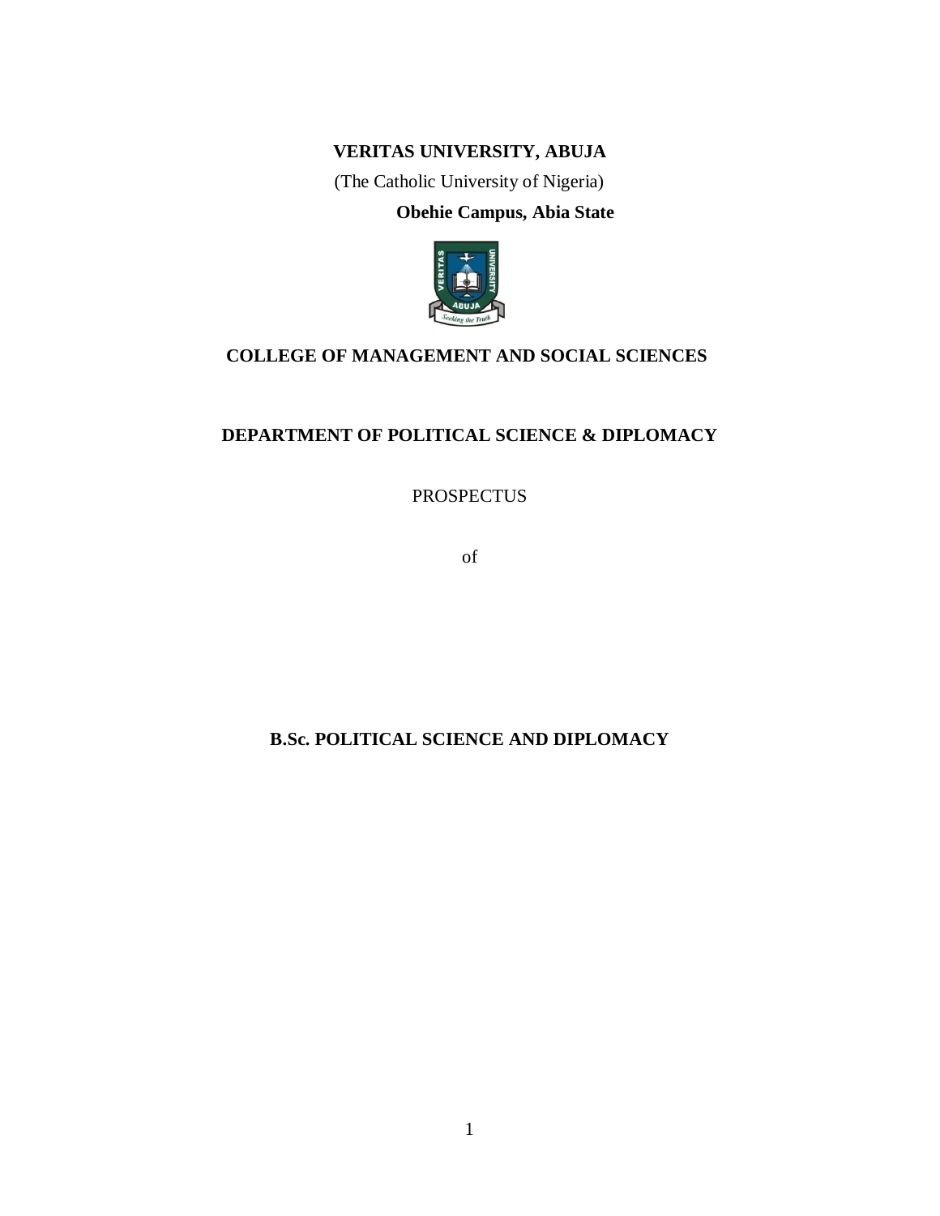**VERITAS UNIVERSITY, ABUJA**

(The Catholic University of Nigeria)

**Obehie Campus, Abia State**

**COLLEGE OF MANAGEMENT AND SOCIAL SCIENCES**

**DEPARTMENT OF POLITICAL SCIENCE & DIPLOMACY**

PROSPECTUS

of

**B.Sc. POLITICAL SCIENCE AND DIPLOMACY**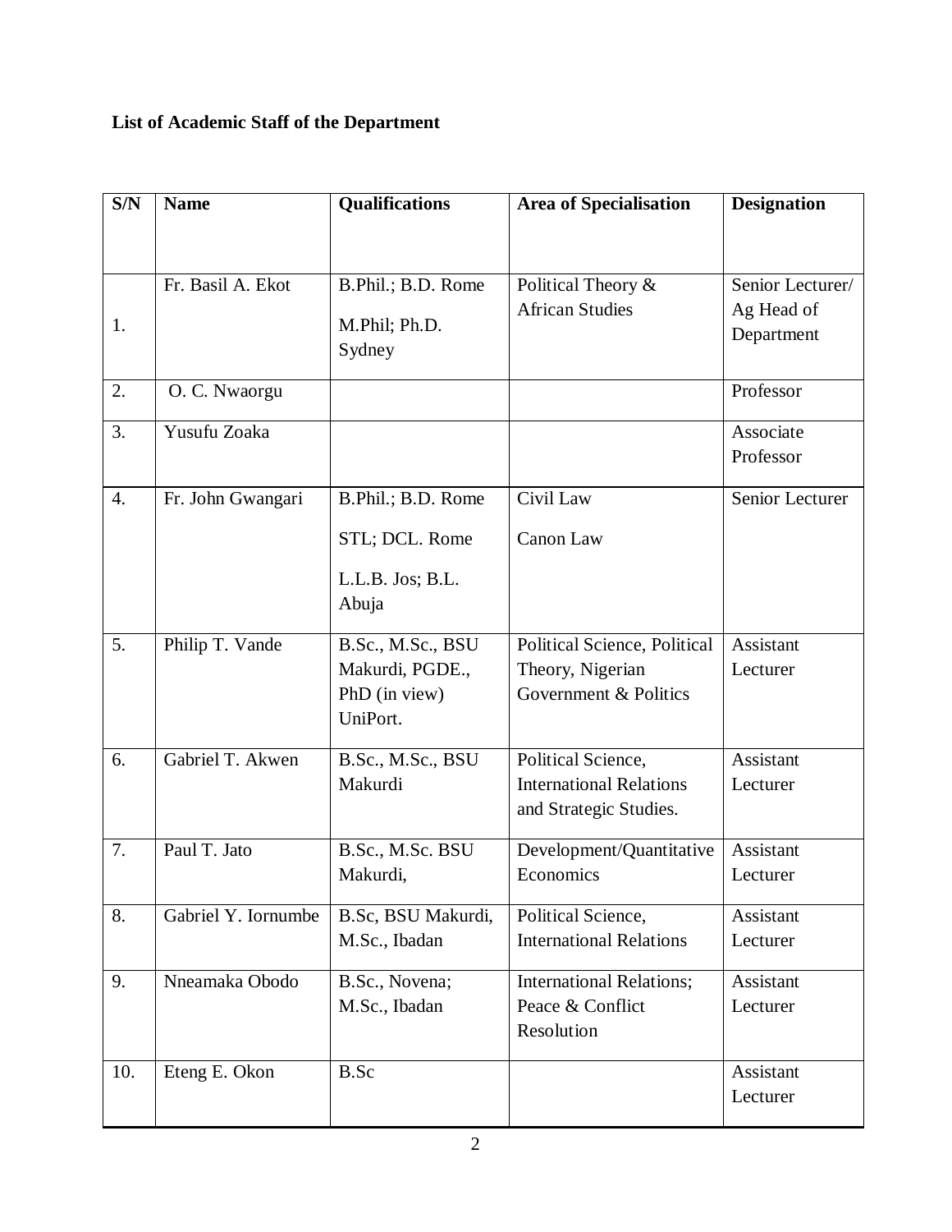**List of Academic Staff of the Department**

| S/N | Name | Qualifications | Area of Specialisation | Designation |
|---|---|---|---|---|
| 1. | Fr. Basil A. Ekot | B.Phil.; B.D. Rome M.Phil; Ph.D. Sydney | Political Theory & African Studies | Senior Lecturer/ Ag Head of Department |
| 2. | O. C. Nwaorgu | | | Professor |
| 3. | Yusufu Zoaka | | | Associate Professor |
| 4. | Fr. John Gwangari | B.Phil.; B.D. Rome STL; DCL. Rome L.L.B. Jos; B.L. Abuja | Civil Law Canon Law | Senior Lecturer |
| 5. | Philip T. Vande | B.Sc., M.Sc., BSU Makurdi, PGDE., PhD (in view) UniPort. | Political Science, Political Theory, Nigerian Government & Politics | Assistant Lecturer |
| 6. | Gabriel T. Akwen | B.Sc., M.Sc., BSU Makurdi | Political Science, International Relations and Strategic Studies. | Assistant Lecturer |
| 7. | Paul T. Jato | B.Sc., M.Sc. BSU Makurdi, | Development/Quantitative Economics | Assistant Lecturer |
| 8. | Gabriel Y. Iornumbe | B.Sc, BSU Makurdi, M.Sc., Ibadan | Political Science, International Relations | Assistant Lecturer |
| 9. | Nneamaka Obodo | B.Sc., Novena; M.Sc., Ibadan | International Relations; Peace & Conflict Resolution | Assistant Lecturer |
| 10. | Eteng E. Okon | B.Sc | | Assistant Lecturer |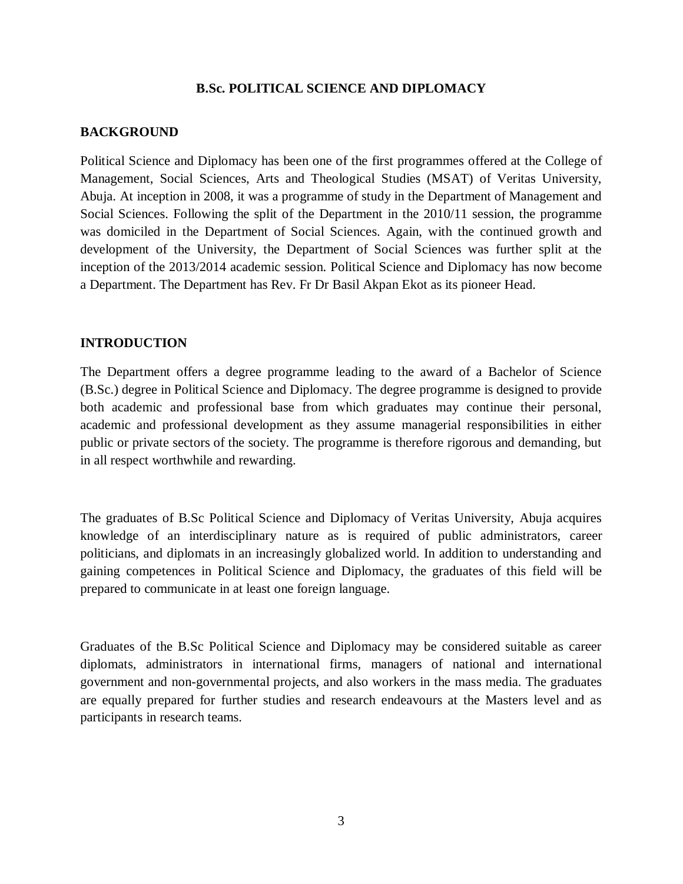# B.Sc. POLITICAL SCIENCE AND DIPLOMACY

## BACKGROUND

Political Science and Diplomacy has been one of the first programmes offered at the College of Management, Social Sciences, Arts and Theological Studies (MSAT) of Veritas University, Abuja. At inception in 2008, it was a programme of study in the Department of Management and Social Sciences. Following the split of the Department in the 2010/11 session, the programme was domiciled in the Department of Social Sciences. Again, with the continued growth and development of the University, the Department of Social Sciences was further split at the inception of the 2013/2014 academic session. Political Science and Diplomacy has now become a Department. The Department has Rev. Fr Dr Basil Akpan Ekot as its pioneer Head.

## INTRODUCTION

The Department offers a degree programme leading to the award of a Bachelor of Science (B.Sc.) degree in Political Science and Diplomacy. The degree programme is designed to provide both academic and professional base from which graduates may continue their personal, academic and professional development as they assume managerial responsibilities in either public or private sectors of the society. The programme is therefore rigorous and demanding, but in all respect worthwhile and rewarding.

The graduates of B.Sc Political Science and Diplomacy of Veritas University, Abuja acquires knowledge of an interdisciplinary nature as is required of public administrators, career politicians, and diplomats in an increasingly globalized world. In addition to understanding and gaining competences in Political Science and Diplomacy, the graduates of this field will be prepared to communicate in at least one foreign language.

Graduates of the B.Sc Political Science and Diplomacy may be considered suitable as career diplomats, administrators in international firms, managers of national and international government and non-governmental projects, and also workers in the mass media. The graduates are equally prepared for further studies and research endeavours at the Masters level and as participants in research teams.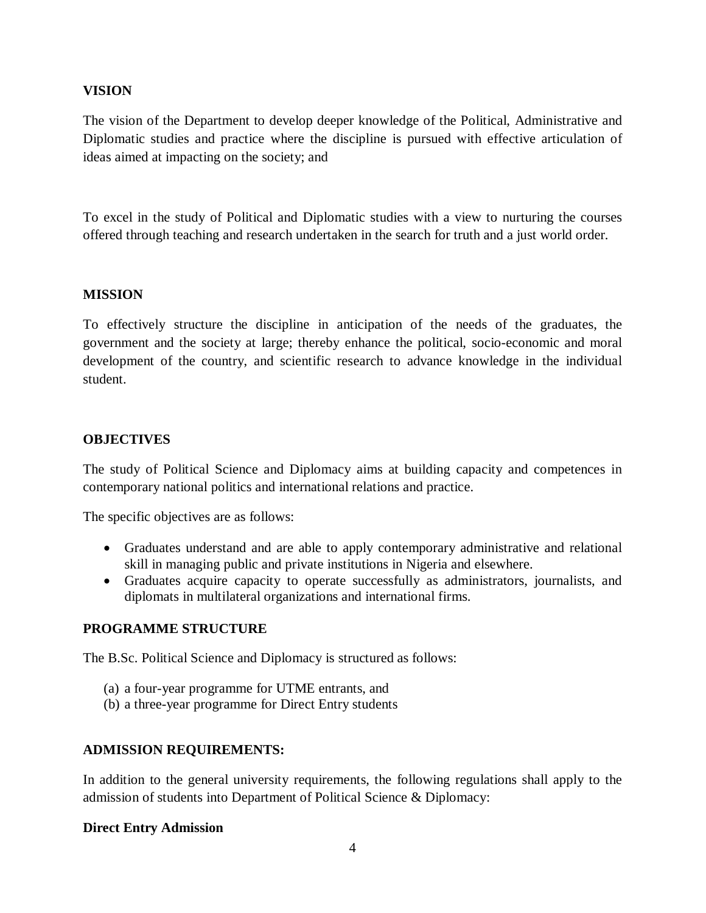## VISION

The vision of the Department to develop deeper knowledge of the Political, Administrative and Diplomatic studies and practice where the discipline is pursued with effective articulation of ideas aimed at impacting on the society; and

To excel in the study of Political and Diplomatic studies with a view to nurturing the courses offered through teaching and research undertaken in the search for truth and a just world order.

## MISSION

To effectively structure the discipline in anticipation of the needs of the graduates, the government and the society at large; thereby enhance the political, socio-economic and moral development of the country, and scientific research to advance knowledge in the individual student.

## OBJECTIVES

The study of Political Science and Diplomacy aims at building capacity and competences in contemporary national politics and international relations and practice.

The specific objectives are as follows:

- Graduates understand and are able to apply contemporary administrative and relational skill in managing public and private institutions in Nigeria and elsewhere.
- Graduates acquire capacity to operate successfully as administrators, journalists, and diplomats in multilateral organizations and international firms.

## PROGRAMME STRUCTURE

The B.Sc. Political Science and Diplomacy is structured as follows:

(a) a four-year programme for UTME entrants, and
(b) a three-year programme for Direct Entry students

## ADMISSION REQUIREMENTS:

In addition to the general university requirements, the following regulations shall apply to the admission of students into Department of Political Science & Diplomacy:

### Direct Entry Admission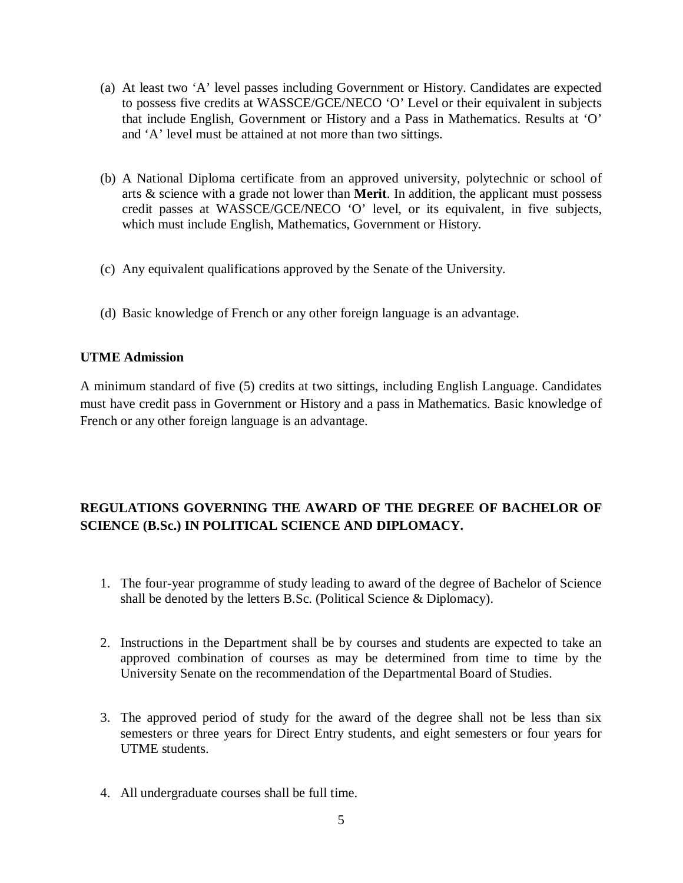(a) At least two 'A' level passes including Government or History. Candidates are expected to possess five credits at WASSCE/GCE/NECO 'O' Level or their equivalent in subjects that include English, Government or History and a Pass in Mathematics. Results at 'O' and 'A' level must be attained at not more than two sittings.

(b) A National Diploma certificate from an approved university, polytechnic or school of arts & science with a grade not lower than **Merit**. In addition, the applicant must possess credit passes at WASSCE/GCE/NECO 'O' level, or its equivalent, in five subjects, which must include English, Mathematics, Government or History.

(c) Any equivalent qualifications approved by the Senate of the University.

(d) Basic knowledge of French or any other foreign language is an advantage.

**UTME Admission**

A minimum standard of five (5) credits at two sittings, including English Language. Candidates must have credit pass in Government or History and a pass in Mathematics. Basic knowledge of French or any other foreign language is an advantage.

**REGULATIONS GOVERNING THE AWARD OF THE DEGREE OF BACHELOR OF SCIENCE (B.Sc.) IN POLITICAL SCIENCE AND DIPLOMACY.**

1. The four-year programme of study leading to award of the degree of Bachelor of Science shall be denoted by the letters B.Sc. (Political Science & Diplomacy).

2. Instructions in the Department shall be by courses and students are expected to take an approved combination of courses as may be determined from time to time by the University Senate on the recommendation of the Departmental Board of Studies.

3. The approved period of study for the award of the degree shall not be less than six semesters or three years for Direct Entry students, and eight semesters or four years for UTME students.

4. All undergraduate courses shall be full time.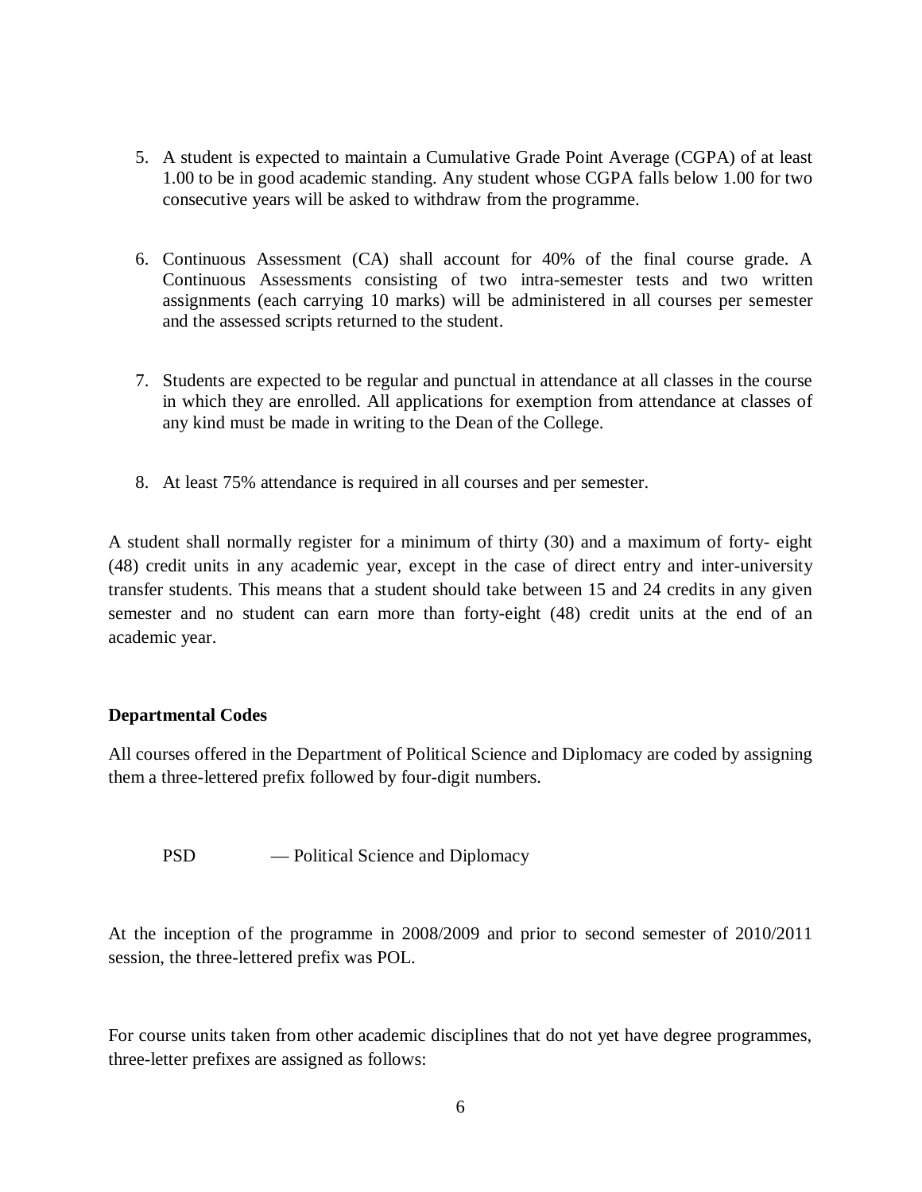5. A student is expected to maintain a Cumulative Grade Point Average (CGPA) of at least 1.00 to be in good academic standing. Any student whose CGPA falls below 1.00 for two consecutive years will be asked to withdraw from the programme.

6. Continuous Assessment (CA) shall account for 40% of the final course grade. A Continuous Assessments consisting of two intra-semester tests and two written assignments (each carrying 10 marks) will be administered in all courses per semester and the assessed scripts returned to the student.

7. Students are expected to be regular and punctual in attendance at all classes in the course in which they are enrolled. All applications for exemption from attendance at classes of any kind must be made in writing to the Dean of the College.

8. At least 75% attendance is required in all courses and per semester.

A student shall normally register for a minimum of thirty (30) and a maximum of forty- eight (48) credit units in any academic year, except in the case of direct entry and inter-university transfer students. This means that a student should take between 15 and 24 credits in any given semester and no student can earn more than forty-eight (48) credit units at the end of an academic year.

**Departmental Codes**

All courses offered in the Department of Political Science and Diplomacy are coded by assigning them a three-lettered prefix followed by four-digit numbers.

PSD — Political Science and Diplomacy

At the inception of the programme in 2008/2009 and prior to second semester of 2010/2011 session, the three-lettered prefix was POL.

For course units taken from other academic disciplines that do not yet have degree programmes, three-letter prefixes are assigned as follows: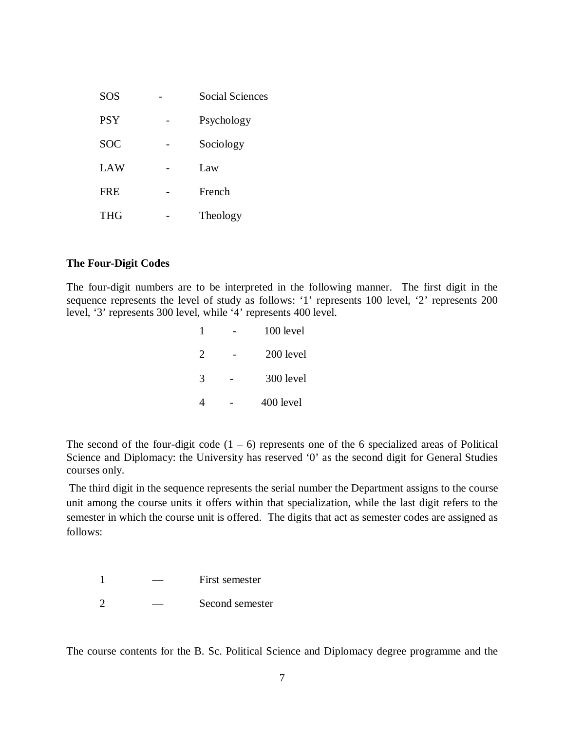SOS - Social Sciences

PSY - Psychology

SOC - Sociology

LAW - Law

FRE - French

THG - Theology

**The Four-Digit Codes**

The four-digit numbers are to be interpreted in the following manner. The first digit in the sequence represents the level of study as follows: '1' represents 100 level, '2' represents 200 level, '3' represents 300 level, while '4' represents 400 level.

1 - 100 level

2 - 200 level

3 - 300 level

4 - 400 level

The second of the four-digit code (1 – 6) represents one of the 6 specialized areas of Political Science and Diplomacy: the University has reserved '0' as the second digit for General Studies courses only.

The third digit in the sequence represents the serial number the Department assigns to the course unit among the course units it offers within that specialization, while the last digit refers to the semester in which the course unit is offered. The digits that act as semester codes are assigned as follows:

1 — First semester

2 — Second semester

The course contents for the B. Sc. Political Science and Diplomacy degree programme and the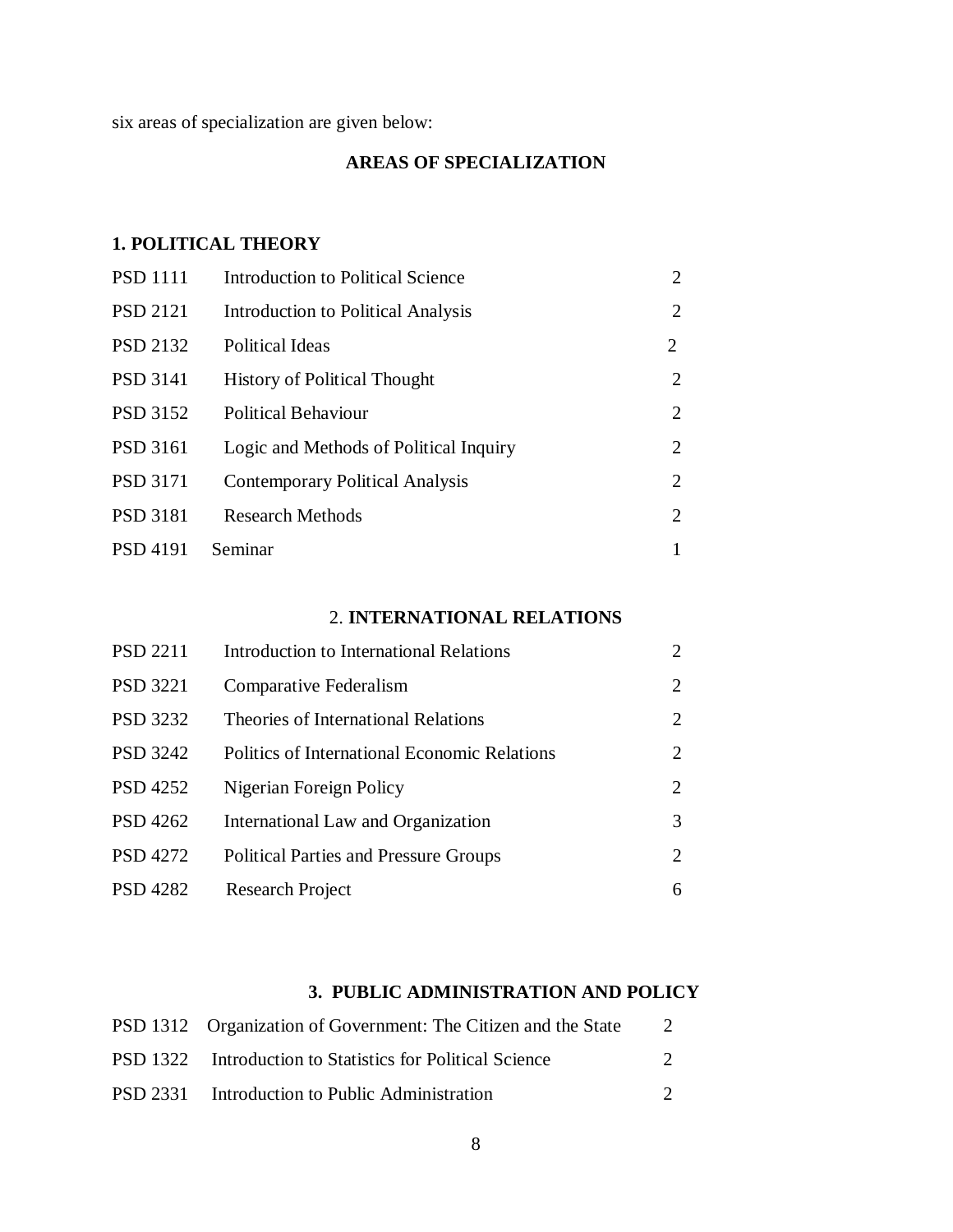six areas of specialization are given below:

## AREAS OF SPECIALIZATION

### 1. POLITICAL THEORY

| | | |
|---|---|---|
| PSD 1111 | Introduction to Political Science | 2 |
| PSD 2121 | Introduction to Political Analysis | 2 |
| PSD 2132 | Political Ideas | 2 |
| PSD 3141 | History of Political Thought | 2 |
| PSD 3152 | Political Behaviour | 2 |
| PSD 3161 | Logic and Methods of Political Inquiry | 2 |
| PSD 3171 | Contemporary Political Analysis | 2 |
| PSD 3181 | Research Methods | 2 |
| PSD 4191 | Seminar | 1 |

### 2. INTERNATIONAL RELATIONS

| | | |
|---|---|---|
| PSD 2211 | Introduction to International Relations | 2 |
| PSD 3221 | Comparative Federalism | 2 |
| PSD 3232 | Theories of International Relations | 2 |
| PSD 3242 | Politics of International Economic Relations | 2 |
| PSD 4252 | Nigerian Foreign Policy | 2 |
| PSD 4262 | International Law and Organization | 3 |
| PSD 4272 | Political Parties and Pressure Groups | 2 |
| PSD 4282 | Research Project | 6 |

### 3. PUBLIC ADMINISTRATION AND POLICY

| | | |
|---|---|---|
| PSD 1312 | Organization of Government: The Citizen and the State | 2 |
| PSD 1322 | Introduction to Statistics for Political Science | 2 |
| PSD 2331 | Introduction to Public Administration | 2 |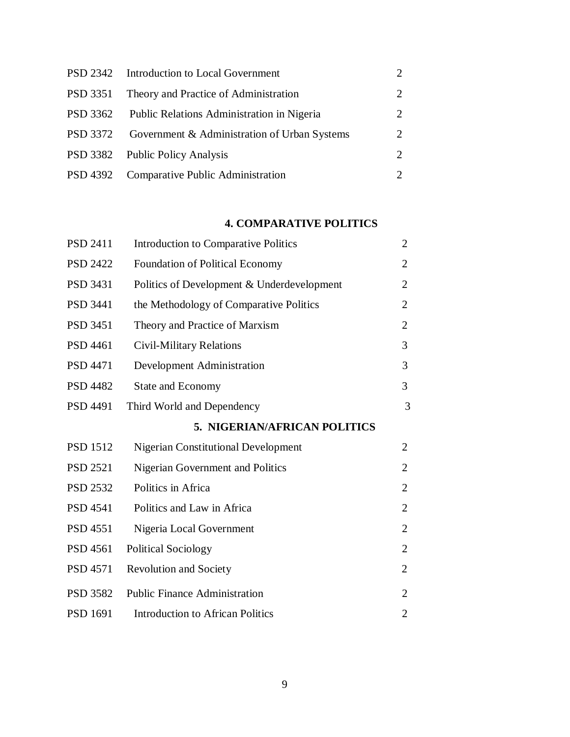| | | |
|---|---|---|
| PSD 2342 | Introduction to Local Government | 2 |
| PSD 3351 | Theory and Practice of Administration | 2 |
| PSD 3362 | Public Relations Administration in Nigeria | 2 |
| PSD 3372 | Government & Administration of Urban Systems | 2 |
| PSD 3382 | Public Policy Analysis | 2 |
| PSD 4392 | Comparative Public Administration | 2 |

**4. COMPARATIVE POLITICS**

| | | |
|---|---|---|
| PSD 2411 | Introduction to Comparative Politics | 2 |
| PSD 2422 | Foundation of Political Economy | 2 |
| PSD 3431 | Politics of Development & Underdevelopment | 2 |
| PSD 3441 | the Methodology of Comparative Politics | 2 |
| PSD 3451 | Theory and Practice of Marxism | 2 |
| PSD 4461 | Civil-Military Relations | 3 |
| PSD 4471 | Development Administration | 3 |
| PSD 4482 | State and Economy | 3 |
| PSD 4491 | Third World and Dependency | 3 |

**5. NIGERIAN/AFRICAN POLITICS**

| | | |
|---|---|---|
| PSD 1512 | Nigerian Constitutional Development | 2 |
| PSD 2521 | Nigerian Government and Politics | 2 |
| PSD 2532 | Politics in Africa | 2 |
| PSD 4541 | Politics and Law in Africa | 2 |
| PSD 4551 | Nigeria Local Government | 2 |
| PSD 4561 | Political Sociology | 2 |
| PSD 4571 | Revolution and Society | 2 |
| PSD 3582 | Public Finance Administration | 2 |
| PSD 1691 | Introduction to African Politics | 2 |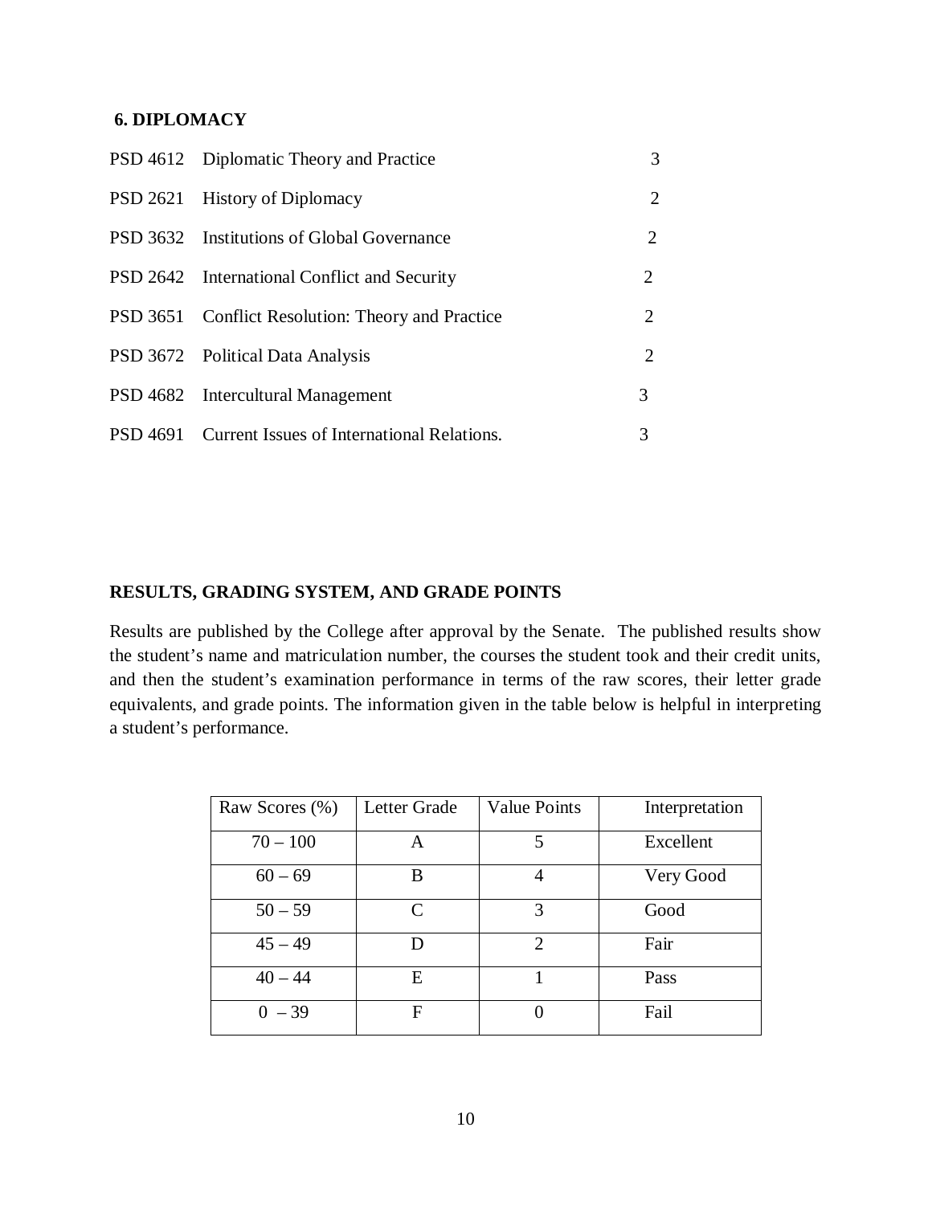### 6. DIPLOMACY

| | | |
|---|---|---|
| PSD 4612 | Diplomatic Theory and Practice | 3 |
| PSD 2621 | History of Diplomacy | 2 |
| PSD 3632 | Institutions of Global Governance | 2 |
| PSD 2642 | International Conflict and Security | 2 |
| PSD 3651 | Conflict Resolution: Theory and Practice | 2 |
| PSD 3672 | Political Data Analysis | 2 |
| PSD 4682 | Intercultural Management | 3 |
| PSD 4691 | Current Issues of International Relations. | 3 |

### RESULTS, GRADING SYSTEM, AND GRADE POINTS

Results are published by the College after approval by the Senate. The published results show the student's name and matriculation number, the courses the student took and their credit units, and then the student's examination performance in terms of the raw scores, their letter grade equivalents, and grade points. The information given in the table below is helpful in interpreting a student's performance.

| Raw Scores (%) | Letter Grade | Value Points | Interpretation |
|---|---|---|---|
| 70 – 100 | A | 5 | Excellent |
| 60 – 69 | B | 4 | Very Good |
| 50 – 59 | C | 3 | Good |
| 45 – 49 | D | 2 | Fair |
| 40 – 44 | E | 1 | Pass |
| 0 – 39 | F | 0 | Fail |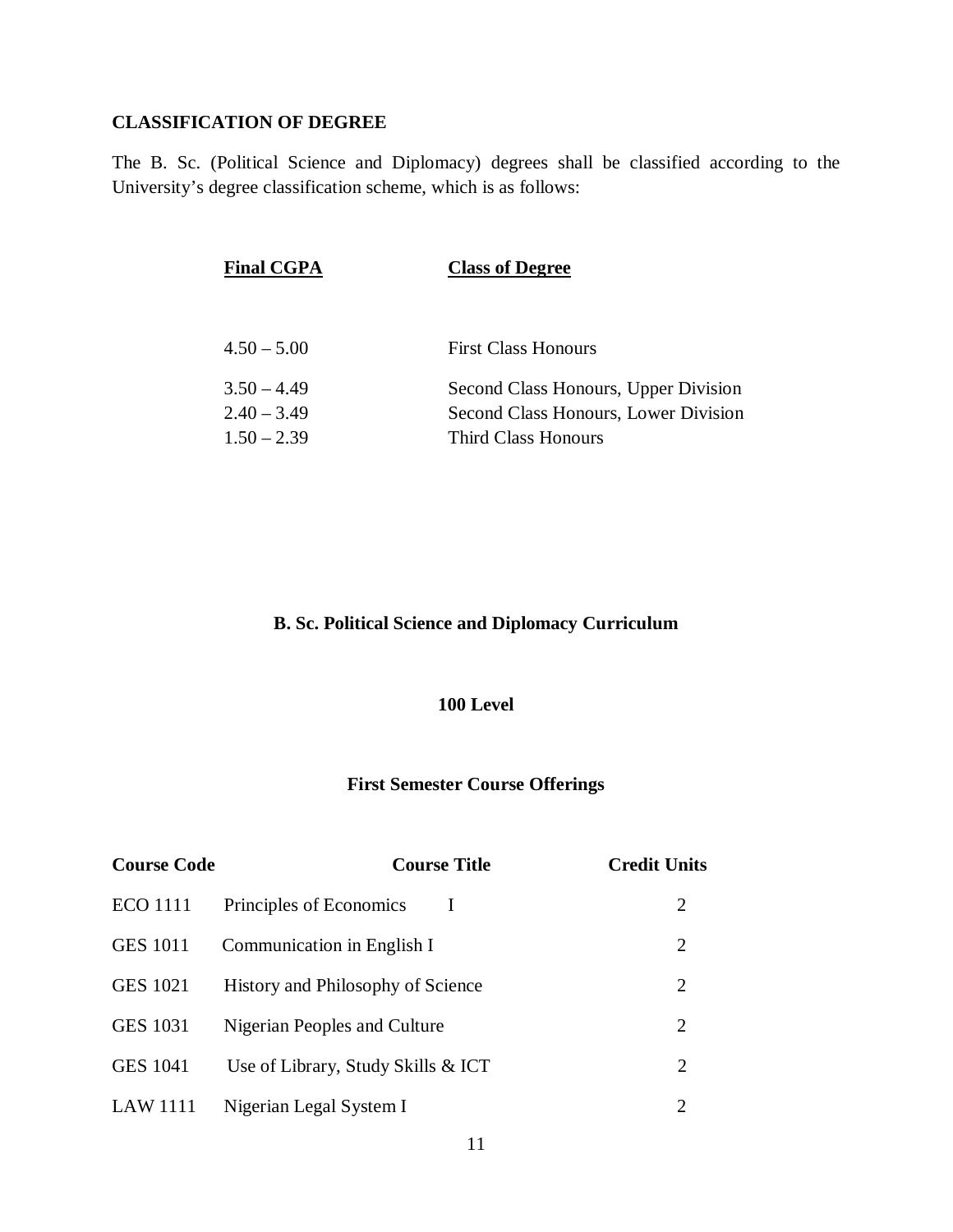**CLASSIFICATION OF DEGREE**

The B. Sc. (Political Science and Diplomacy) degrees shall be classified according to the University's degree classification scheme, which is as follows:

| Final CGPA | Class of Degree |
|---|---|
| 4.50 – 5.00 | First Class Honours |
| 3.50 – 4.49 | Second Class Honours, Upper Division |
| 2.40 – 3.49 | Second Class Honours, Lower Division |
| 1.50 – 2.39 | Third Class Honours |

**B. Sc. Political Science and Diplomacy Curriculum**

**100 Level**

**First Semester Course Offerings**

| Course Code | Course Title | Credit Units |
|---|---|---|
| ECO 1111 | Principles of Economics I | 2 |
| GES 1011 | Communication in English I | 2 |
| GES 1021 | History and Philosophy of Science | 2 |
| GES 1031 | Nigerian Peoples and Culture | 2 |
| GES 1041 | Use of Library, Study Skills & ICT | 2 |
| LAW 1111 | Nigerian Legal System I | 2 |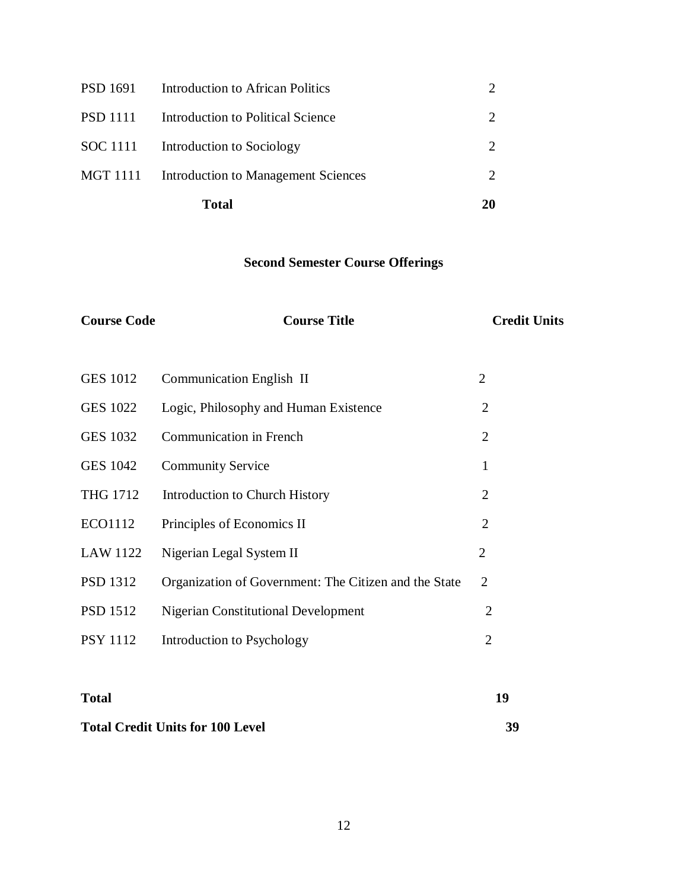| | | |
|---|---|---|
| PSD 1691 | Introduction to African Politics | 2 |
| PSD 1111 | Introduction to Political Science | 2 |
| SOC 1111 | Introduction to Sociology | 2 |
| MGT 1111 | Introduction to Management Sciences | 2 |
| | **Total** | **20** |

### Second Semester Course Offerings

| Course Code | Course Title | Credit Units |
|---|---|---|
| GES 1012 | Communication English II | 2 |
| GES 1022 | Logic, Philosophy and Human Existence | 2 |
| GES 1032 | Communication in French | 2 |
| GES 1042 | Community Service | 1 |
| THG 1712 | Introduction to Church History | 2 |
| ECO1112 | Principles of Economics II | 2 |
| LAW 1122 | Nigerian Legal System II | 2 |
| PSD 1312 | Organization of Government: The Citizen and the State | 2 |
| PSD 1512 | Nigerian Constitutional Development | 2 |
| PSY 1112 | Introduction to Psychology | 2 |
| **Total** | | **19** |
| **Total Credit Units for 100 Level** | | **39** |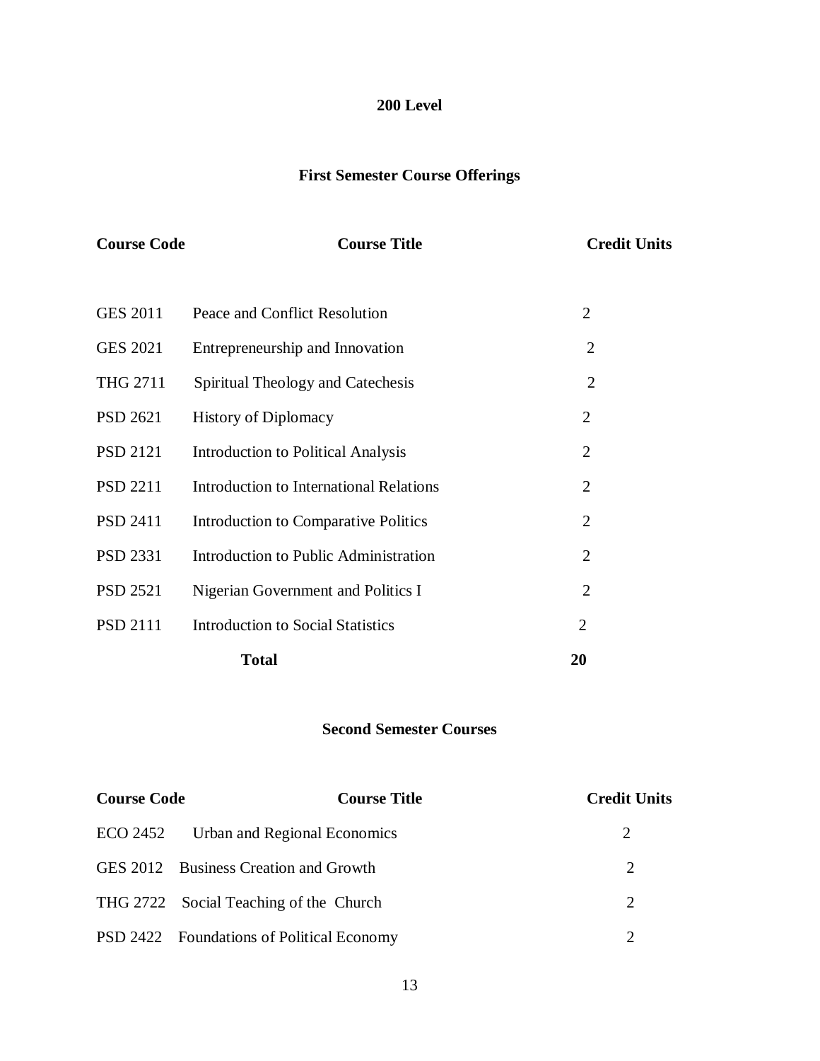## 200 Level

### First Semester Course Offerings

| Course Code | Course Title | Credit Units |
|---|---|---|
| GES 2011 | Peace and Conflict Resolution | 2 |
| GES 2021 | Entrepreneurship and Innovation | 2 |
| THG 2711 | Spiritual Theology and Catechesis | 2 |
| PSD 2621 | History of Diplomacy | 2 |
| PSD 2121 | Introduction to Political Analysis | 2 |
| PSD 2211 | Introduction to International Relations | 2 |
| PSD 2411 | Introduction to Comparative Politics | 2 |
| PSD 2331 | Introduction to Public Administration | 2 |
| PSD 2521 | Nigerian Government and Politics I | 2 |
| PSD 2111 | Introduction to Social Statistics | 2 |
| | **Total** | **20** |

### Second Semester Courses

| Course Code | Course Title | Credit Units |
|---|---|---|
| ECO 2452 | Urban and Regional Economics | 2 |
| GES 2012 | Business Creation and Growth | 2 |
| THG 2722 | Social Teaching of the Church | 2 |
| PSD 2422 | Foundations of Political Economy | 2 |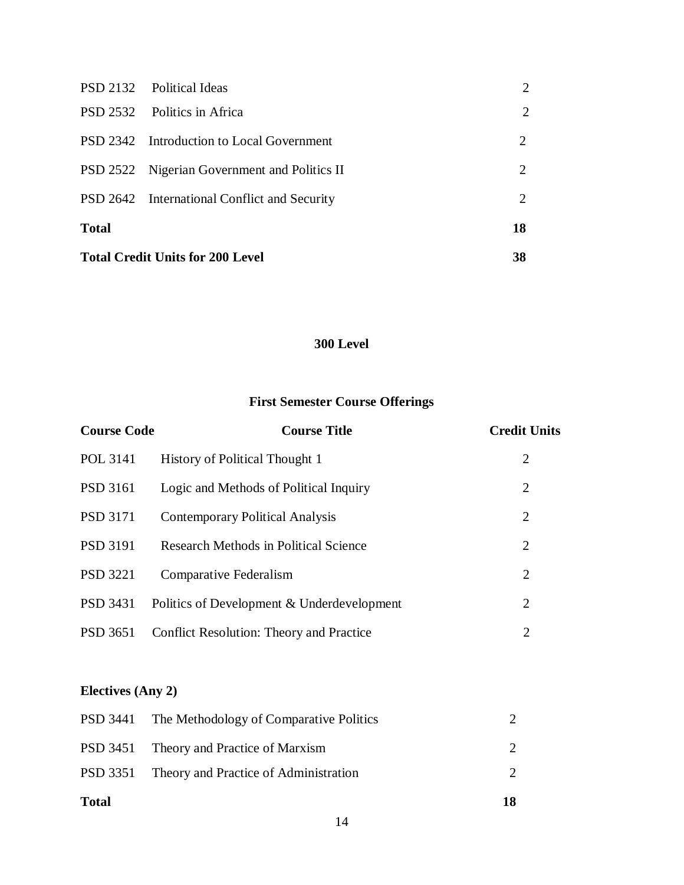| | | |
|---|---|---|
| PSD 2132 | Political Ideas | 2 |
| PSD 2532 | Politics in Africa | 2 |
| PSD 2342 | Introduction to Local Government | 2 |
| PSD 2522 | Nigerian Government and Politics II | 2 |
| PSD 2642 | International Conflict and Security | 2 |
| **Total** | | **18** |
| **Total Credit Units for 200 Level** | | **38** |

## 300 Level

### First Semester Course Offerings

| Course Code | Course Title | Credit Units |
|---|---|---|
| POL 3141 | History of Political Thought 1 | 2 |
| PSD 3161 | Logic and Methods of Political Inquiry | 2 |
| PSD 3171 | Contemporary Political Analysis | 2 |
| PSD 3191 | Research Methods in Political Science | 2 |
| PSD 3221 | Comparative Federalism | 2 |
| PSD 3431 | Politics of Development & Underdevelopment | 2 |
| PSD 3651 | Conflict Resolution: Theory and Practice | 2 |

**Electives (Any 2)**

| | | |
|---|---|---|
| PSD 3441 | The Methodology of Comparative Politics | 2 |
| PSD 3451 | Theory and Practice of Marxism | 2 |
| PSD 3351 | Theory and Practice of Administration | 2 |
| **Total** | | **18** |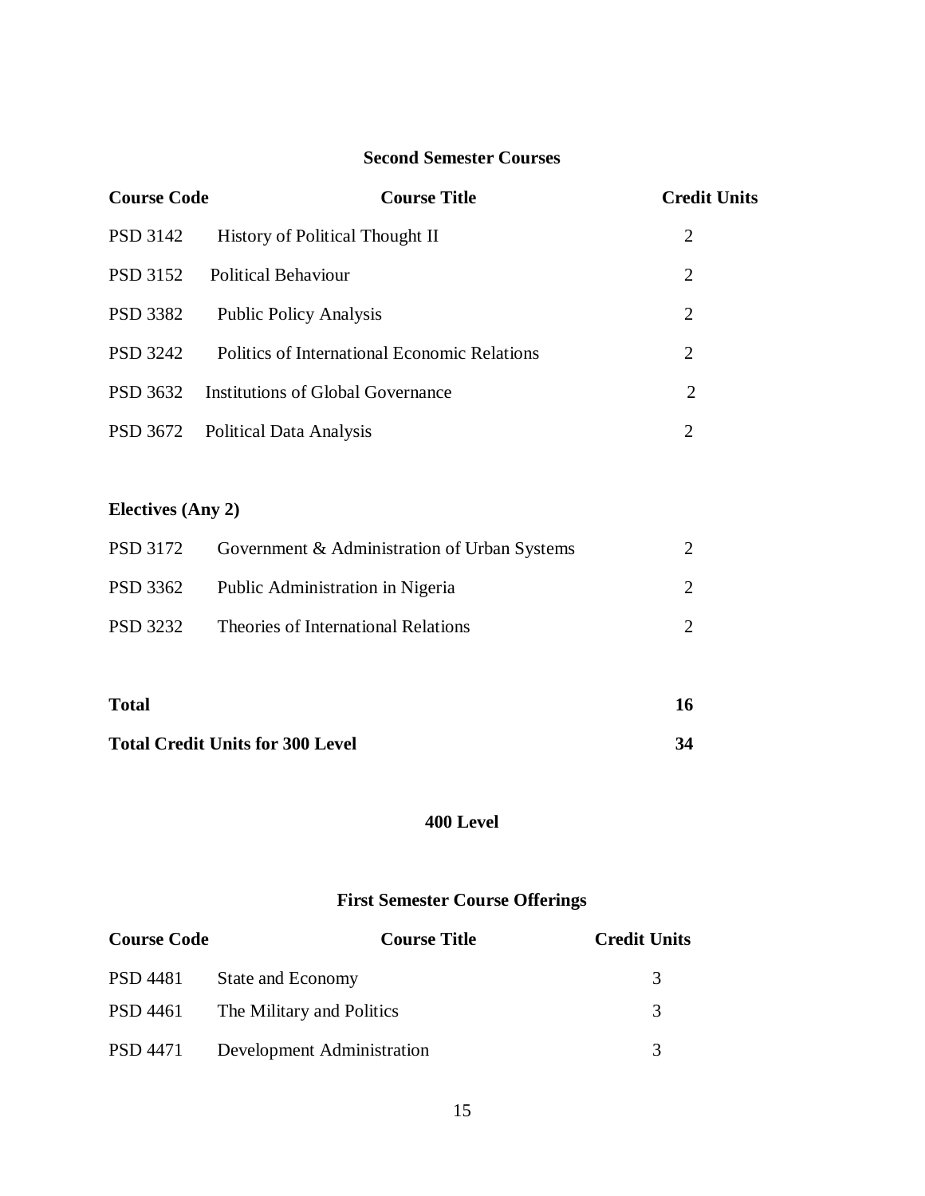### Second Semester Courses

| Course Code | Course Title | Credit Units |
|---|---|---|
| PSD 3142 | History of Political Thought II | 2 |
| PSD 3152 | Political Behaviour | 2 |
| PSD 3382 | Public Policy Analysis | 2 |
| PSD 3242 | Politics of International Economic Relations | 2 |
| PSD 3632 | Institutions of Global Governance | 2 |
| PSD 3672 | Political Data Analysis | 2 |

**Electives (Any 2)**

| Course Code | Course Title | Credit Units |
|---|---|---|
| PSD 3172 | Government & Administration of Urban Systems | 2 |
| PSD 3362 | Public Administration in Nigeria | 2 |
| PSD 3232 | Theories of International Relations | 2 |
| **Total** | | **16** |
| **Total Credit Units for 300 Level** | | **34** |

## 400 Level

### First Semester Course Offerings

| Course Code | Course Title | Credit Units |
|---|---|---|
| PSD 4481 | State and Economy | 3 |
| PSD 4461 | The Military and Politics | 3 |
| PSD 4471 | Development Administration | 3 |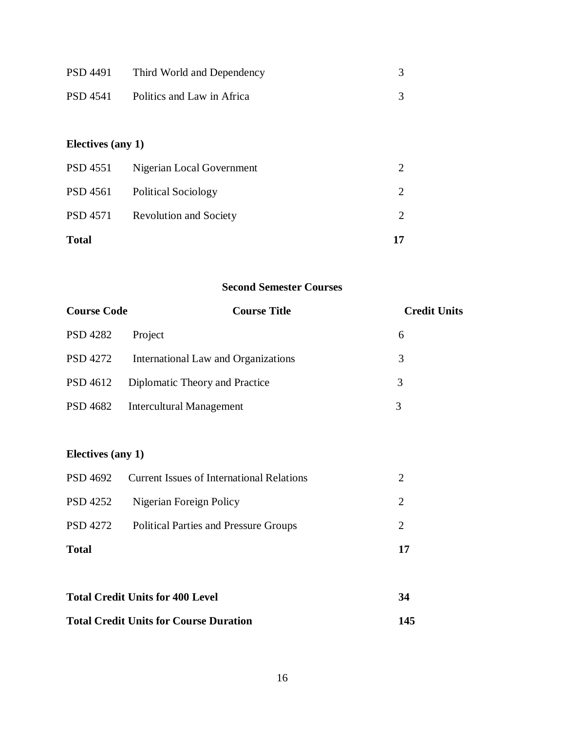| | | |
|---|---|---|
| PSD 4491 | Third World and Dependency | 3 |
| PSD 4541 | Politics and Law in Africa | 3 |

**Electives (any 1)**

| | | |
|---|---|---|
| PSD 4551 | Nigerian Local Government | 2 |
| PSD 4561 | Political Sociology | 2 |
| PSD 4571 | Revolution and Society | 2 |
| **Total** | | **17** |

**Second Semester Courses**

| **Course Code** | **Course Title** | **Credit Units** |
|---|---|---|
| PSD 4282 | Project | 6 |
| PSD 4272 | International Law and Organizations | 3 |
| PSD 4612 | Diplomatic Theory and Practice | 3 |
| PSD 4682 | Intercultural Management | 3 |

**Electives (any 1)**

| | | |
|---|---|---|
| PSD 4692 | Current Issues of International Relations | 2 |
| PSD 4252 | Nigerian Foreign Policy | 2 |
| PSD 4272 | Political Parties and Pressure Groups | 2 |
| **Total** | | **17** |

| | |
|---|---|
| **Total Credit Units for 400 Level** | **34** |
| **Total Credit Units for Course Duration** | **145** |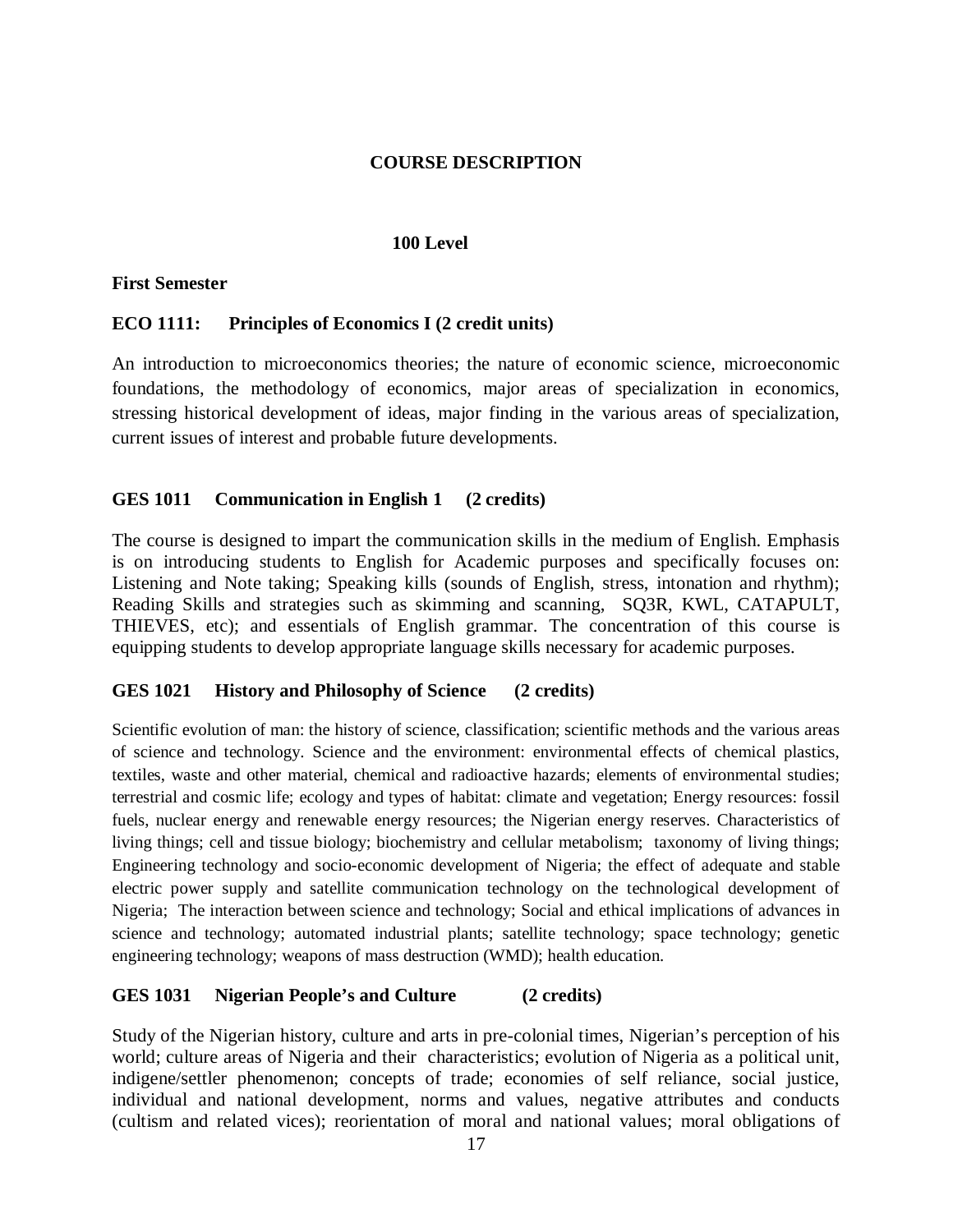## COURSE DESCRIPTION

### 100 Level

**First Semester**

**ECO 1111: Principles of Economics I (2 credit units)**

An introduction to microeconomics theories; the nature of economic science, microeconomic foundations, the methodology of economics, major areas of specialization in economics, stressing historical development of ideas, major finding in the various areas of specialization, current issues of interest and probable future developments.

**GES 1011 Communication in English 1 (2 credits)**

The course is designed to impart the communication skills in the medium of English. Emphasis is on introducing students to English for Academic purposes and specifically focuses on: Listening and Note taking; Speaking kills (sounds of English, stress, intonation and rhythm); Reading Skills and strategies such as skimming and scanning, SQ3R, KWL, CATAPULT, THIEVES, etc); and essentials of English grammar. The concentration of this course is equipping students to develop appropriate language skills necessary for academic purposes.

**GES 1021 History and Philosophy of Science (2 credits)**

Scientific evolution of man: the history of science, classification; scientific methods and the various areas of science and technology. Science and the environment: environmental effects of chemical plastics, textiles, waste and other material, chemical and radioactive hazards; elements of environmental studies; terrestrial and cosmic life; ecology and types of habitat: climate and vegetation; Energy resources: fossil fuels, nuclear energy and renewable energy resources; the Nigerian energy reserves. Characteristics of living things; cell and tissue biology; biochemistry and cellular metabolism; taxonomy of living things; Engineering technology and socio-economic development of Nigeria; the effect of adequate and stable electric power supply and satellite communication technology on the technological development of Nigeria; The interaction between science and technology; Social and ethical implications of advances in science and technology; automated industrial plants; satellite technology; space technology; genetic engineering technology; weapons of mass destruction (WMD); health education.

**GES 1031 Nigerian People's and Culture (2 credits)**

Study of the Nigerian history, culture and arts in pre-colonial times, Nigerian's perception of his world; culture areas of Nigeria and their characteristics; evolution of Nigeria as a political unit, indigene/settler phenomenon; concepts of trade; economies of self reliance, social justice, individual and national development, norms and values, negative attributes and conducts (cultism and related vices); reorientation of moral and national values; moral obligations of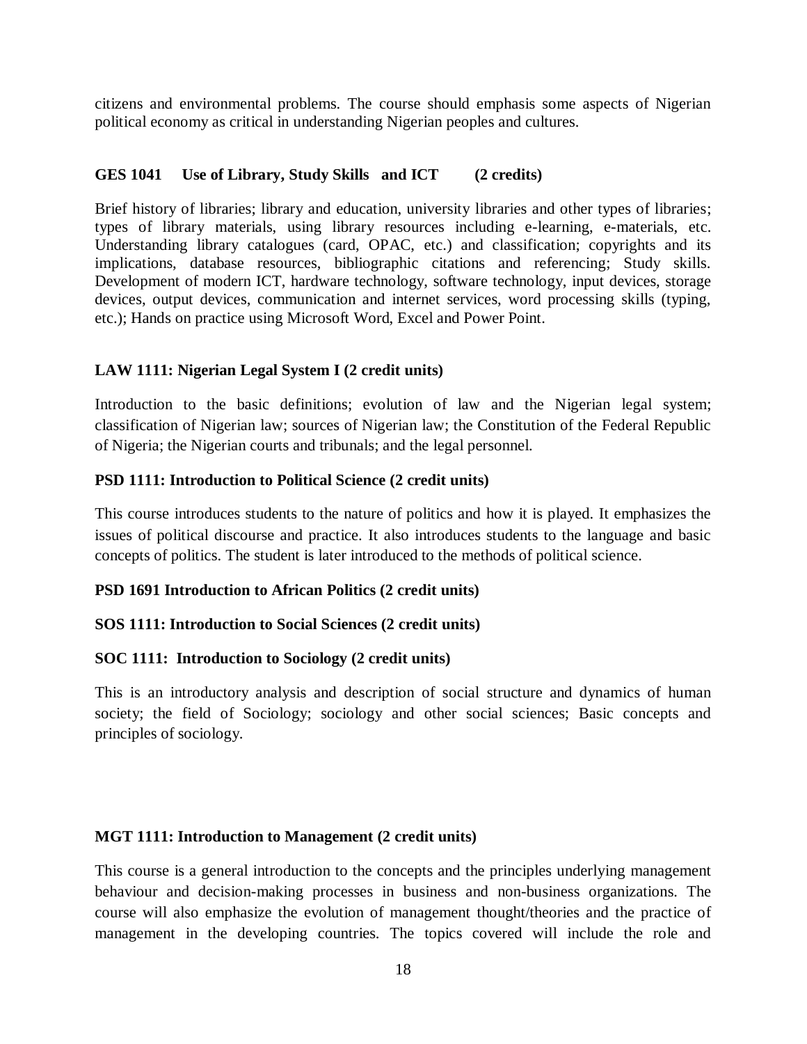citizens and environmental problems. The course should emphasis some aspects of Nigerian political economy as critical in understanding Nigerian peoples and cultures.

**GES 1041 Use of Library, Study Skills and ICT (2 credits)**

Brief history of libraries; library and education, university libraries and other types of libraries; types of library materials, using library resources including e-learning, e-materials, etc. Understanding library catalogues (card, OPAC, etc.) and classification; copyrights and its implications, database resources, bibliographic citations and referencing; Study skills. Development of modern ICT, hardware technology, software technology, input devices, storage devices, output devices, communication and internet services, word processing skills (typing, etc.); Hands on practice using Microsoft Word, Excel and Power Point.

**LAW 1111: Nigerian Legal System I (2 credit units)**

Introduction to the basic definitions; evolution of law and the Nigerian legal system; classification of Nigerian law; sources of Nigerian law; the Constitution of the Federal Republic of Nigeria; the Nigerian courts and tribunals; and the legal personnel.

**PSD 1111: Introduction to Political Science (2 credit units)**

This course introduces students to the nature of politics and how it is played. It emphasizes the issues of political discourse and practice. It also introduces students to the language and basic concepts of politics. The student is later introduced to the methods of political science.

**PSD 1691 Introduction to African Politics (2 credit units)**

**SOS 1111: Introduction to Social Sciences (2 credit units)**

**SOC 1111: Introduction to Sociology (2 credit units)**

This is an introductory analysis and description of social structure and dynamics of human society; the field of Sociology; sociology and other social sciences; Basic concepts and principles of sociology.

**MGT 1111: Introduction to Management (2 credit units)**

This course is a general introduction to the concepts and the principles underlying management behaviour and decision-making processes in business and non-business organizations. The course will also emphasize the evolution of management thought/theories and the practice of management in the developing countries. The topics covered will include the role and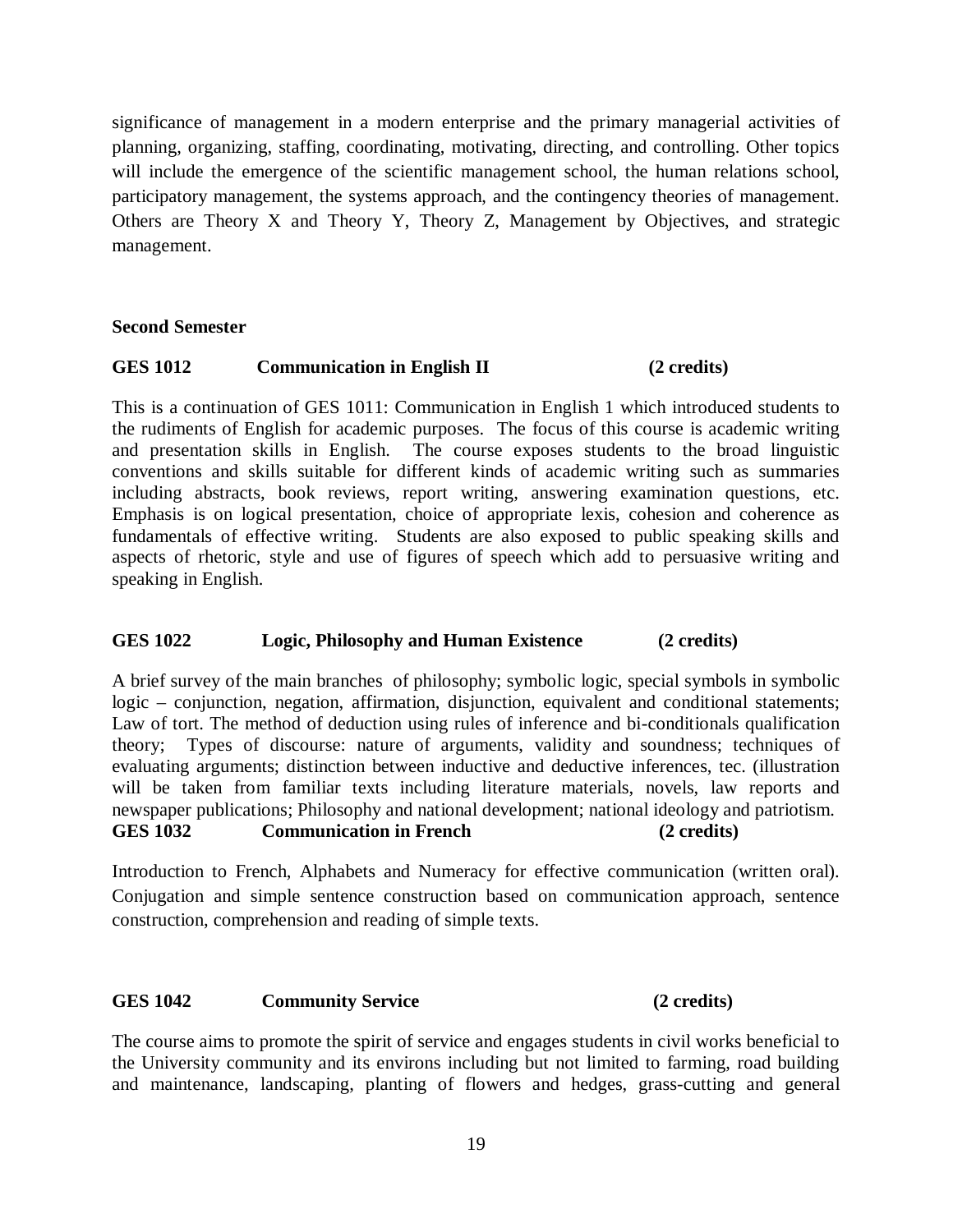significance of management in a modern enterprise and the primary managerial activities of planning, organizing, staffing, coordinating, motivating, directing, and controlling. Other topics will include the emergence of the scientific management school, the human relations school, participatory management, the systems approach, and the contingency theories of management. Others are Theory X and Theory Y, Theory Z, Management by Objectives, and strategic management.

**Second Semester**

**GES 1012 Communication in English II (2 credits)**

This is a continuation of GES 1011: Communication in English 1 which introduced students to the rudiments of English for academic purposes. The focus of this course is academic writing and presentation skills in English. The course exposes students to the broad linguistic conventions and skills suitable for different kinds of academic writing such as summaries including abstracts, book reviews, report writing, answering examination questions, etc. Emphasis is on logical presentation, choice of appropriate lexis, cohesion and coherence as fundamentals of effective writing. Students are also exposed to public speaking skills and aspects of rhetoric, style and use of figures of speech which add to persuasive writing and speaking in English.

**GES 1022 Logic, Philosophy and Human Existence (2 credits)**

A brief survey of the main branches of philosophy; symbolic logic, special symbols in symbolic logic – conjunction, negation, affirmation, disjunction, equivalent and conditional statements; Law of tort. The method of deduction using rules of inference and bi-conditionals qualification theory; Types of discourse: nature of arguments, validity and soundness; techniques of evaluating arguments; distinction between inductive and deductive inferences, tec. (illustration will be taken from familiar texts including literature materials, novels, law reports and newspaper publications; Philosophy and national development; national ideology and patriotism.

**GES 1032 Communication in French (2 credits)**

Introduction to French, Alphabets and Numeracy for effective communication (written oral). Conjugation and simple sentence construction based on communication approach, sentence construction, comprehension and reading of simple texts.

**GES 1042 Community Service (2 credits)**

The course aims to promote the spirit of service and engages students in civil works beneficial to the University community and its environs including but not limited to farming, road building and maintenance, landscaping, planting of flowers and hedges, grass-cutting and general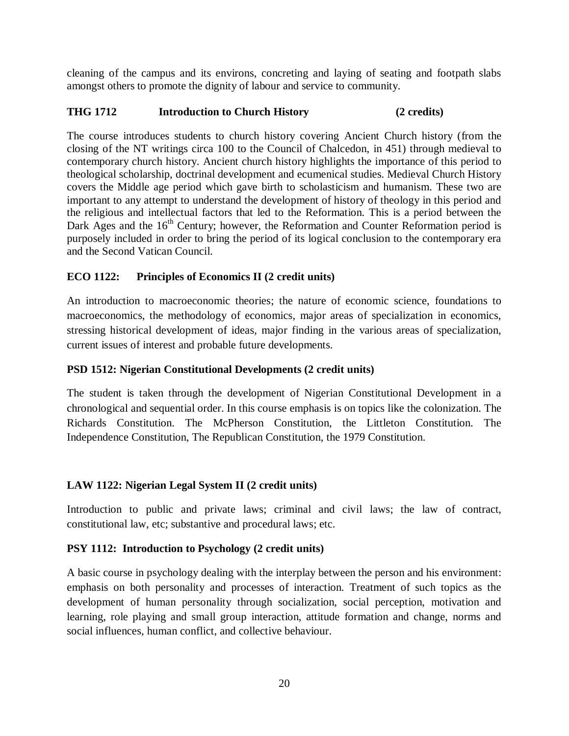cleaning of the campus and its environs, concreting and laying of seating and footpath slabs amongst others to promote the dignity of labour and service to community.

**THG 1712 Introduction to Church History (2 credits)**

The course introduces students to church history covering Ancient Church history (from the closing of the NT writings circa 100 to the Council of Chalcedon, in 451) through medieval to contemporary church history. Ancient church history highlights the importance of this period to theological scholarship, doctrinal development and ecumenical studies. Medieval Church History covers the Middle age period which gave birth to scholasticism and humanism. These two are important to any attempt to understand the development of history of theology in this period and the religious and intellectual factors that led to the Reformation. This is a period between the Dark Ages and the 16th Century; however, the Reformation and Counter Reformation period is purposely included in order to bring the period of its logical conclusion to the contemporary era and the Second Vatican Council.

**ECO 1122: Principles of Economics II (2 credit units)**

An introduction to macroeconomic theories; the nature of economic science, foundations to macroeconomics, the methodology of economics, major areas of specialization in economics, stressing historical development of ideas, major finding in the various areas of specialization, current issues of interest and probable future developments.

**PSD 1512: Nigerian Constitutional Developments (2 credit units)**

The student is taken through the development of Nigerian Constitutional Development in a chronological and sequential order. In this course emphasis is on topics like the colonization. The Richards Constitution. The McPherson Constitution, the Littleton Constitution. The Independence Constitution, The Republican Constitution, the 1979 Constitution.

**LAW 1122: Nigerian Legal System II (2 credit units)**

Introduction to public and private laws; criminal and civil laws; the law of contract, constitutional law, etc; substantive and procedural laws; etc.

**PSY 1112: Introduction to Psychology (2 credit units)**

A basic course in psychology dealing with the interplay between the person and his environment: emphasis on both personality and processes of interaction. Treatment of such topics as the development of human personality through socialization, social perception, motivation and learning, role playing and small group interaction, attitude formation and change, norms and social influences, human conflict, and collective behaviour.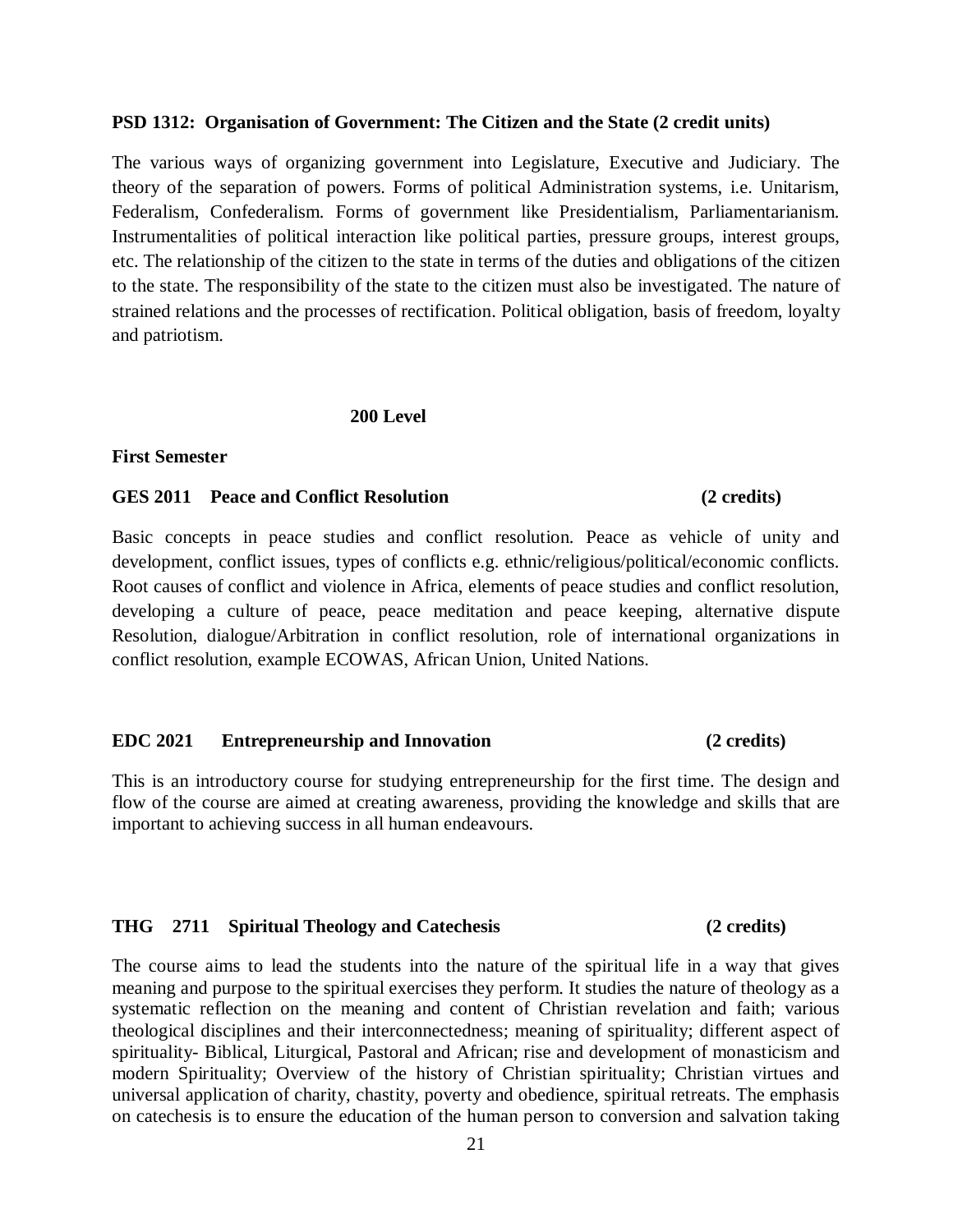**PSD 1312: Organisation of Government: The Citizen and the State (2 credit units)**

The various ways of organizing government into Legislature, Executive and Judiciary. The theory of the separation of powers. Forms of political Administration systems, i.e. Unitarism, Federalism, Confederalism. Forms of government like Presidentialism, Parliamentarianism. Instrumentalities of political interaction like political parties, pressure groups, interest groups, etc. The relationship of the citizen to the state in terms of the duties and obligations of the citizen to the state. The responsibility of the state to the citizen must also be investigated. The nature of strained relations and the processes of rectification. Political obligation, basis of freedom, loyalty and patriotism.

## 200 Level

**First Semester**

**GES 2011 Peace and Conflict Resolution (2 credits)**

Basic concepts in peace studies and conflict resolution. Peace as vehicle of unity and development, conflict issues, types of conflicts e.g. ethnic/religious/political/economic conflicts. Root causes of conflict and violence in Africa, elements of peace studies and conflict resolution, developing a culture of peace, peace meditation and peace keeping, alternative dispute Resolution, dialogue/Arbitration in conflict resolution, role of international organizations in conflict resolution, example ECOWAS, African Union, United Nations.

**EDC 2021 Entrepreneurship and Innovation (2 credits)**

This is an introductory course for studying entrepreneurship for the first time. The design and flow of the course are aimed at creating awareness, providing the knowledge and skills that are important to achieving success in all human endeavours.

**THG 2711 Spiritual Theology and Catechesis (2 credits)**

The course aims to lead the students into the nature of the spiritual life in a way that gives meaning and purpose to the spiritual exercises they perform. It studies the nature of theology as a systematic reflection on the meaning and content of Christian revelation and faith; various theological disciplines and their interconnectedness; meaning of spirituality; different aspect of spirituality- Biblical, Liturgical, Pastoral and African; rise and development of monasticism and modern Spirituality; Overview of the history of Christian spirituality; Christian virtues and universal application of charity, chastity, poverty and obedience, spiritual retreats. The emphasis on catechesis is to ensure the education of the human person to conversion and salvation taking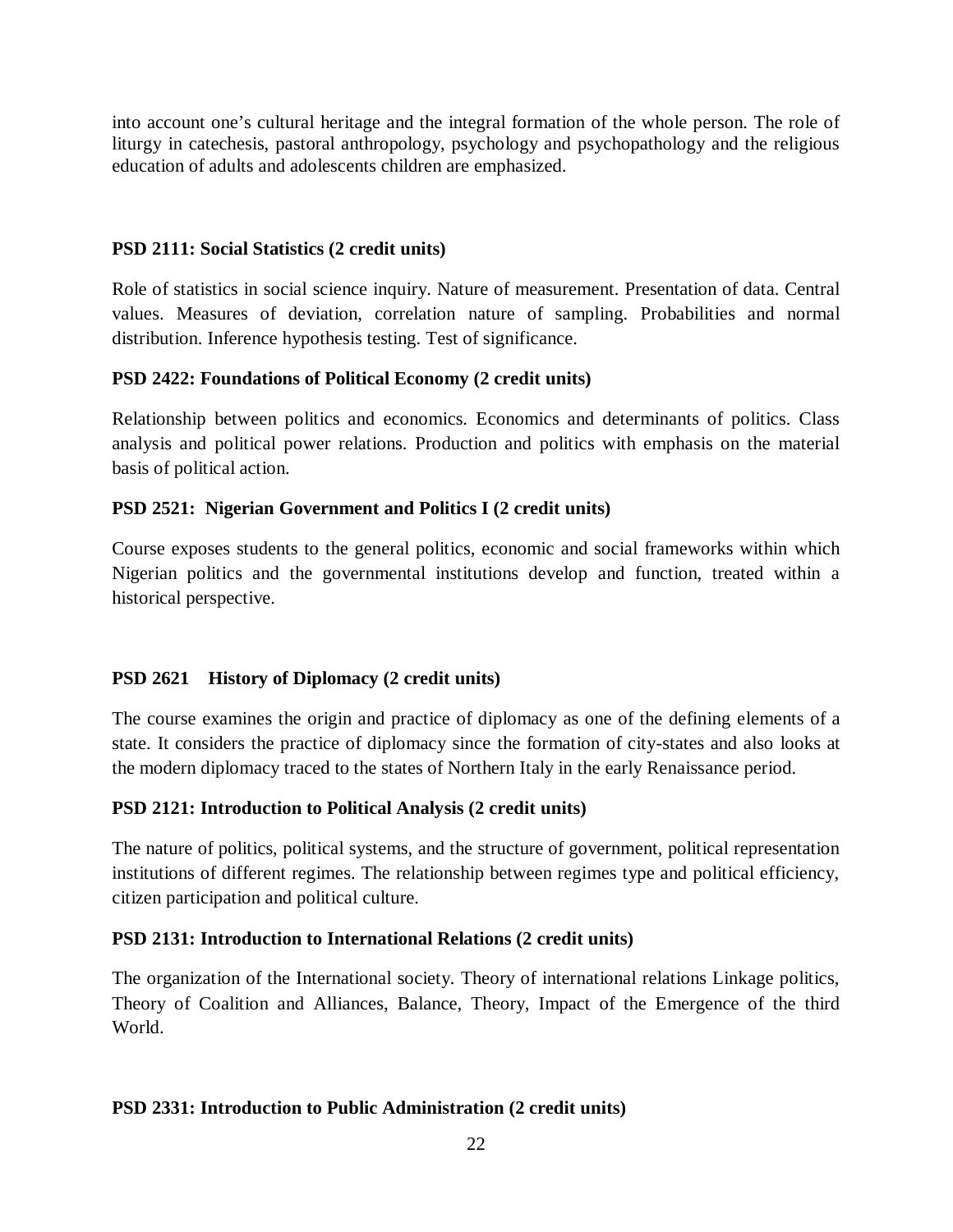into account one's cultural heritage and the integral formation of the whole person. The role of liturgy in catechesis, pastoral anthropology, psychology and psychopathology and the religious education of adults and adolescents children are emphasized.

**PSD 2111: Social Statistics (2 credit units)**

Role of statistics in social science inquiry. Nature of measurement. Presentation of data. Central values. Measures of deviation, correlation nature of sampling. Probabilities and normal distribution. Inference hypothesis testing. Test of significance.

**PSD 2422: Foundations of Political Economy (2 credit units)**

Relationship between politics and economics. Economics and determinants of politics. Class analysis and political power relations. Production and politics with emphasis on the material basis of political action.

**PSD 2521: Nigerian Government and Politics I (2 credit units)**

Course exposes students to the general politics, economic and social frameworks within which Nigerian politics and the governmental institutions develop and function, treated within a historical perspective.

**PSD 2621 History of Diplomacy (2 credit units)**

The course examines the origin and practice of diplomacy as one of the defining elements of a state. It considers the practice of diplomacy since the formation of city-states and also looks at the modern diplomacy traced to the states of Northern Italy in the early Renaissance period.

**PSD 2121: Introduction to Political Analysis (2 credit units)**

The nature of politics, political systems, and the structure of government, political representation institutions of different regimes. The relationship between regimes type and political efficiency, citizen participation and political culture.

**PSD 2131: Introduction to International Relations (2 credit units)**

The organization of the International society. Theory of international relations Linkage politics, Theory of Coalition and Alliances, Balance, Theory, Impact of the Emergence of the third World.

**PSD 2331: Introduction to Public Administration (2 credit units)**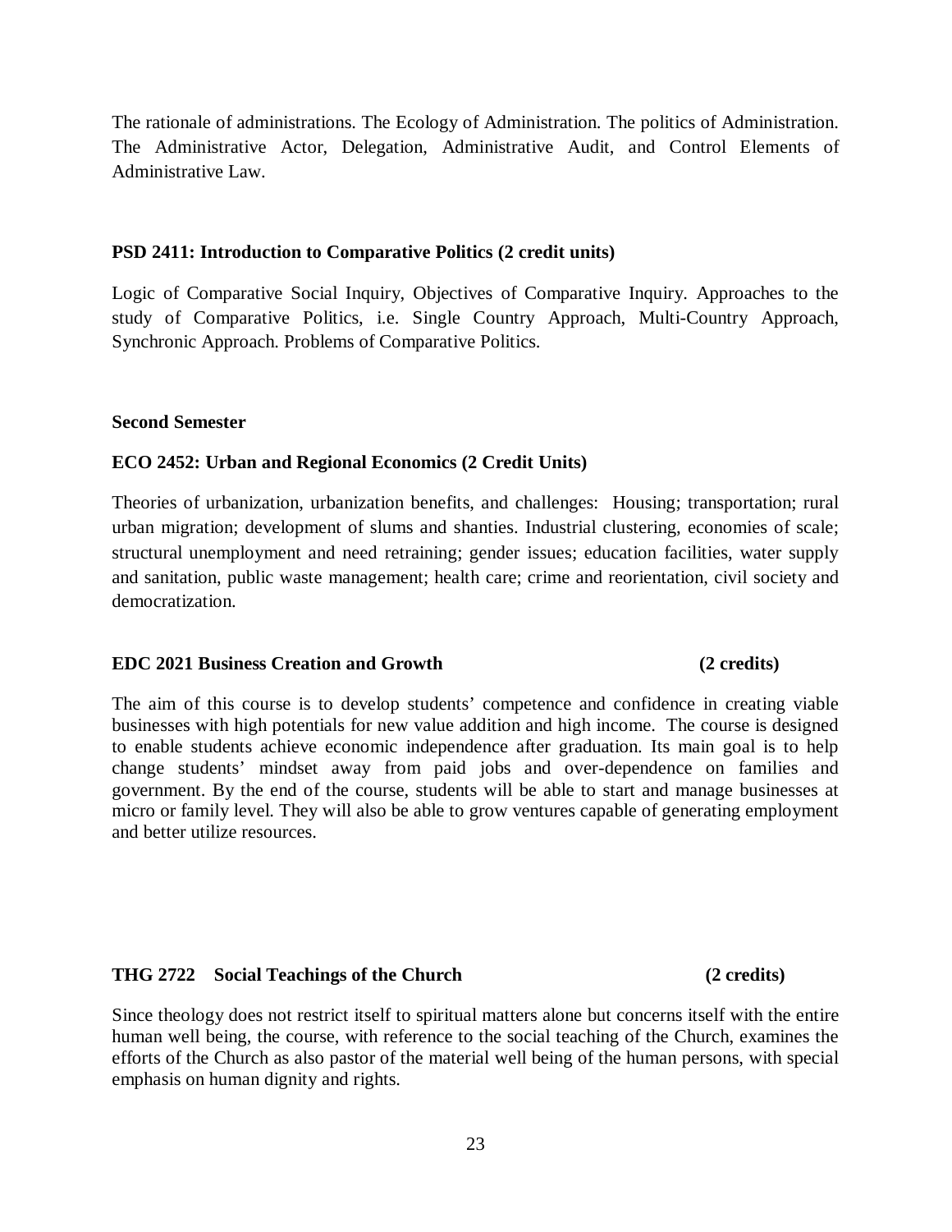The rationale of administrations. The Ecology of Administration. The politics of Administration. The Administrative Actor, Delegation, Administrative Audit, and Control Elements of Administrative Law.

**PSD 2411: Introduction to Comparative Politics (2 credit units)**

Logic of Comparative Social Inquiry, Objectives of Comparative Inquiry. Approaches to the study of Comparative Politics, i.e. Single Country Approach, Multi-Country Approach, Synchronic Approach. Problems of Comparative Politics.

**Second Semester**

**ECO 2452: Urban and Regional Economics (2 Credit Units)**

Theories of urbanization, urbanization benefits, and challenges: Housing; transportation; rural urban migration; development of slums and shanties. Industrial clustering, economies of scale; structural unemployment and need retraining; gender issues; education facilities, water supply and sanitation, public waste management; health care; crime and reorientation, civil society and democratization.

**EDC 2021 Business Creation and Growth (2 credits)**

The aim of this course is to develop students' competence and confidence in creating viable businesses with high potentials for new value addition and high income. The course is designed to enable students achieve economic independence after graduation. Its main goal is to help change students' mindset away from paid jobs and over-dependence on families and government. By the end of the course, students will be able to start and manage businesses at micro or family level. They will also be able to grow ventures capable of generating employment and better utilize resources.

**THG 2722 Social Teachings of the Church (2 credits)**

Since theology does not restrict itself to spiritual matters alone but concerns itself with the entire human well being, the course, with reference to the social teaching of the Church, examines the efforts of the Church as also pastor of the material well being of the human persons, with special emphasis on human dignity and rights.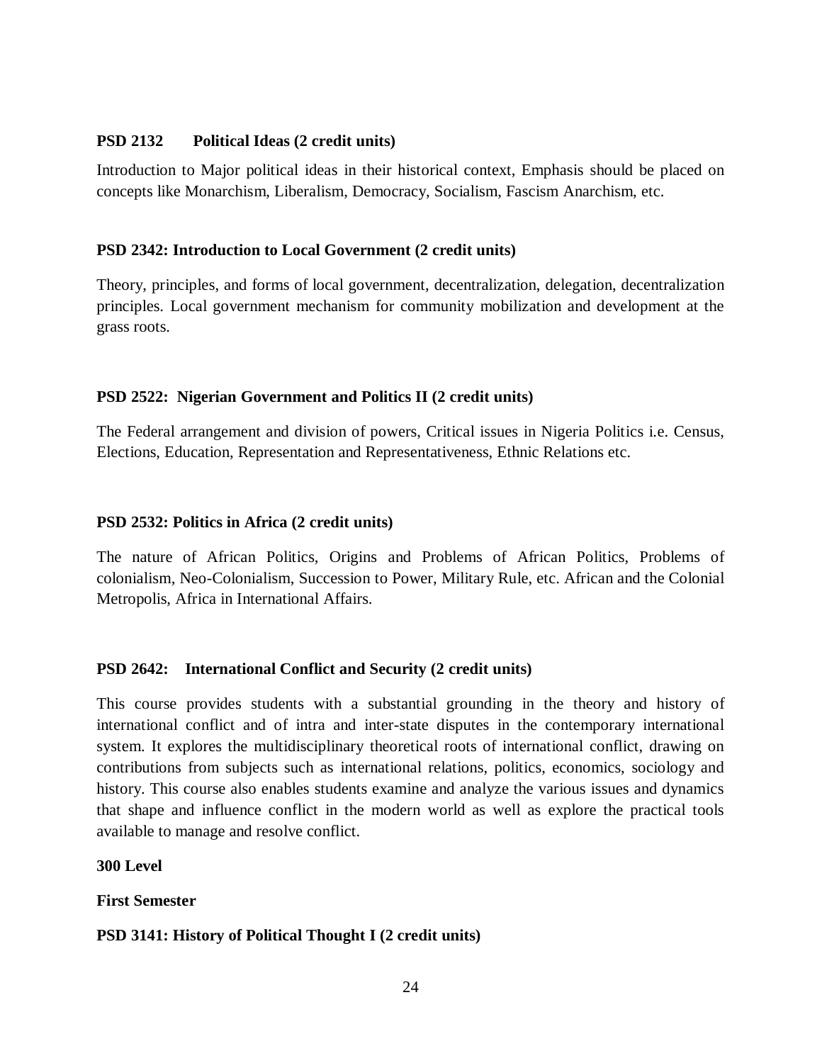**PSD 2132 Political Ideas (2 credit units)**

Introduction to Major political ideas in their historical context, Emphasis should be placed on concepts like Monarchism, Liberalism, Democracy, Socialism, Fascism Anarchism, etc.

**PSD 2342: Introduction to Local Government (2 credit units)**

Theory, principles, and forms of local government, decentralization, delegation, decentralization principles. Local government mechanism for community mobilization and development at the grass roots.

**PSD 2522: Nigerian Government and Politics II (2 credit units)**

The Federal arrangement and division of powers, Critical issues in Nigeria Politics i.e. Census, Elections, Education, Representation and Representativeness, Ethnic Relations etc.

**PSD 2532: Politics in Africa (2 credit units)**

The nature of African Politics, Origins and Problems of African Politics, Problems of colonialism, Neo-Colonialism, Succession to Power, Military Rule, etc. African and the Colonial Metropolis, Africa in International Affairs.

**PSD 2642: International Conflict and Security (2 credit units)**

This course provides students with a substantial grounding in the theory and history of international conflict and of intra and inter-state disputes in the contemporary international system. It explores the multidisciplinary theoretical roots of international conflict, drawing on contributions from subjects such as international relations, politics, economics, sociology and history. This course also enables students examine and analyze the various issues and dynamics that shape and influence conflict in the modern world as well as explore the practical tools available to manage and resolve conflict.

**300 Level**

**First Semester**

**PSD 3141: History of Political Thought I (2 credit units)**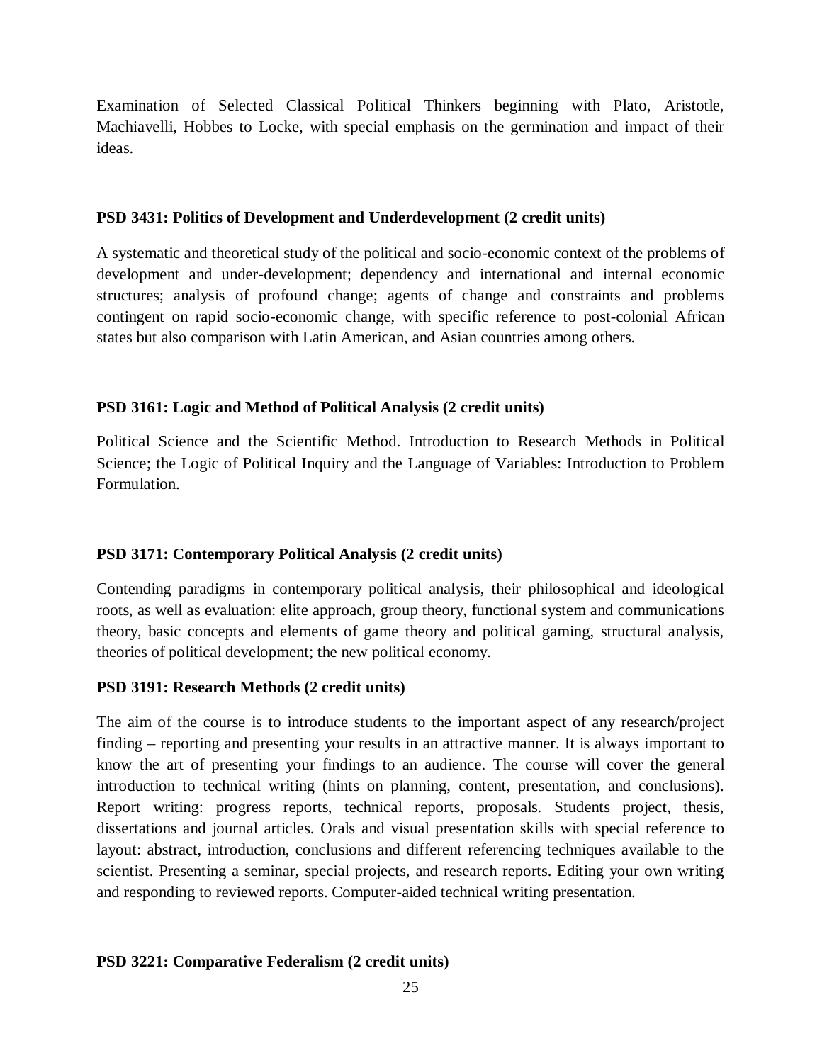Examination of Selected Classical Political Thinkers beginning with Plato, Aristotle, Machiavelli, Hobbes to Locke, with special emphasis on the germination and impact of their ideas.

**PSD 3431: Politics of Development and Underdevelopment (2 credit units)**

A systematic and theoretical study of the political and socio-economic context of the problems of development and under-development; dependency and international and internal economic structures; analysis of profound change; agents of change and constraints and problems contingent on rapid socio-economic change, with specific reference to post-colonial African states but also comparison with Latin American, and Asian countries among others.

**PSD 3161: Logic and Method of Political Analysis (2 credit units)**

Political Science and the Scientific Method. Introduction to Research Methods in Political Science; the Logic of Political Inquiry and the Language of Variables: Introduction to Problem Formulation.

**PSD 3171: Contemporary Political Analysis (2 credit units)**

Contending paradigms in contemporary political analysis, their philosophical and ideological roots, as well as evaluation: elite approach, group theory, functional system and communications theory, basic concepts and elements of game theory and political gaming, structural analysis, theories of political development; the new political economy.

**PSD 3191: Research Methods (2 credit units)**

The aim of the course is to introduce students to the important aspect of any research/project finding – reporting and presenting your results in an attractive manner. It is always important to know the art of presenting your findings to an audience. The course will cover the general introduction to technical writing (hints on planning, content, presentation, and conclusions). Report writing: progress reports, technical reports, proposals. Students project, thesis, dissertations and journal articles. Orals and visual presentation skills with special reference to layout: abstract, introduction, conclusions and different referencing techniques available to the scientist. Presenting a seminar, special projects, and research reports. Editing your own writing and responding to reviewed reports. Computer-aided technical writing presentation.

**PSD 3221: Comparative Federalism (2 credit units)**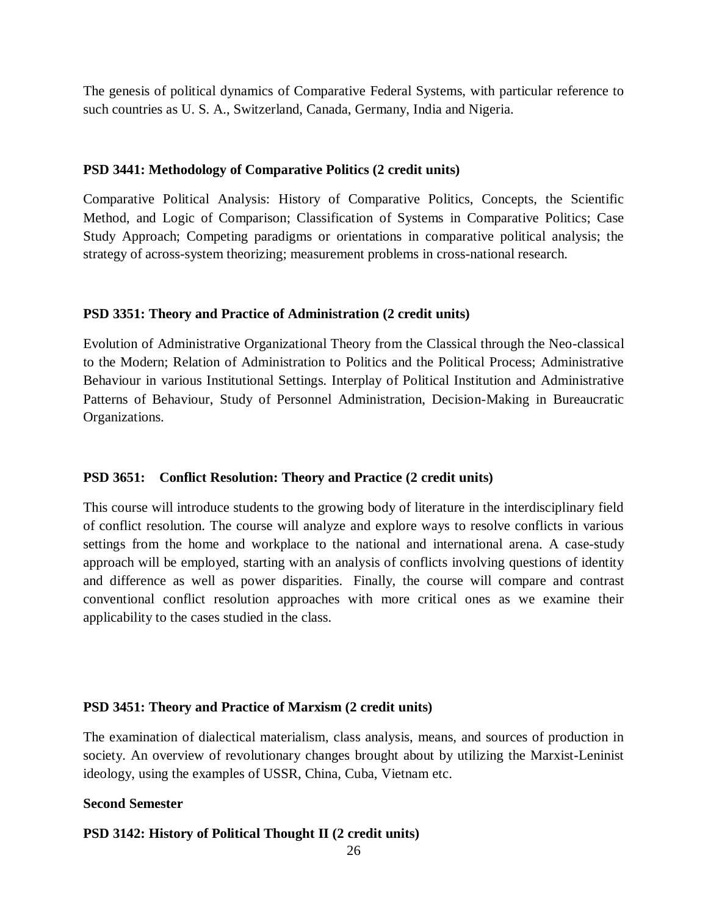The genesis of political dynamics of Comparative Federal Systems, with particular reference to such countries as U. S. A., Switzerland, Canada, Germany, India and Nigeria.

**PSD 3441: Methodology of Comparative Politics (2 credit units)**

Comparative Political Analysis: History of Comparative Politics, Concepts, the Scientific Method, and Logic of Comparison; Classification of Systems in Comparative Politics; Case Study Approach; Competing paradigms or orientations in comparative political analysis; the strategy of across-system theorizing; measurement problems in cross-national research.

**PSD 3351: Theory and Practice of Administration (2 credit units)**

Evolution of Administrative Organizational Theory from the Classical through the Neo-classical to the Modern; Relation of Administration to Politics and the Political Process; Administrative Behaviour in various Institutional Settings. Interplay of Political Institution and Administrative Patterns of Behaviour, Study of Personnel Administration, Decision-Making in Bureaucratic Organizations.

**PSD 3651: Conflict Resolution: Theory and Practice (2 credit units)**

This course will introduce students to the growing body of literature in the interdisciplinary field of conflict resolution. The course will analyze and explore ways to resolve conflicts in various settings from the home and workplace to the national and international arena. A case-study approach will be employed, starting with an analysis of conflicts involving questions of identity and difference as well as power disparities. Finally, the course will compare and contrast conventional conflict resolution approaches with more critical ones as we examine their applicability to the cases studied in the class.

**PSD 3451: Theory and Practice of Marxism (2 credit units)**

The examination of dialectical materialism, class analysis, means, and sources of production in society. An overview of revolutionary changes brought about by utilizing the Marxist-Leninist ideology, using the examples of USSR, China, Cuba, Vietnam etc.

**Second Semester**

**PSD 3142: History of Political Thought II (2 credit units)**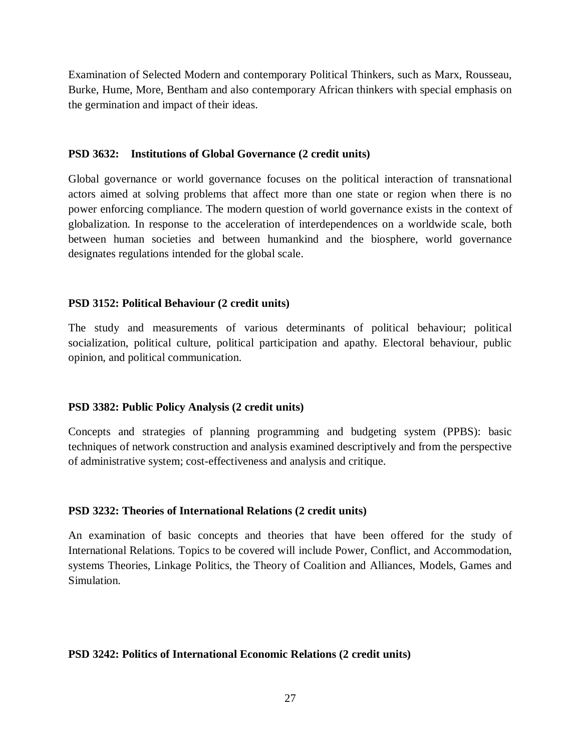Examination of Selected Modern and contemporary Political Thinkers, such as Marx, Rousseau, Burke, Hume, More, Bentham and also contemporary African thinkers with special emphasis on the germination and impact of their ideas.

**PSD 3632: Institutions of Global Governance (2 credit units)**

Global governance or world governance focuses on the political interaction of transnational actors aimed at solving problems that affect more than one state or region when there is no power enforcing compliance. The modern question of world governance exists in the context of globalization. In response to the acceleration of interdependences on a worldwide scale, both between human societies and between humankind and the biosphere, world governance designates regulations intended for the global scale.

**PSD 3152: Political Behaviour (2 credit units)**

The study and measurements of various determinants of political behaviour; political socialization, political culture, political participation and apathy. Electoral behaviour, public opinion, and political communication.

**PSD 3382: Public Policy Analysis (2 credit units)**

Concepts and strategies of planning programming and budgeting system (PPBS): basic techniques of network construction and analysis examined descriptively and from the perspective of administrative system; cost-effectiveness and analysis and critique.

**PSD 3232: Theories of International Relations (2 credit units)**

An examination of basic concepts and theories that have been offered for the study of International Relations. Topics to be covered will include Power, Conflict, and Accommodation, systems Theories, Linkage Politics, the Theory of Coalition and Alliances, Models, Games and Simulation.

**PSD 3242: Politics of International Economic Relations (2 credit units)**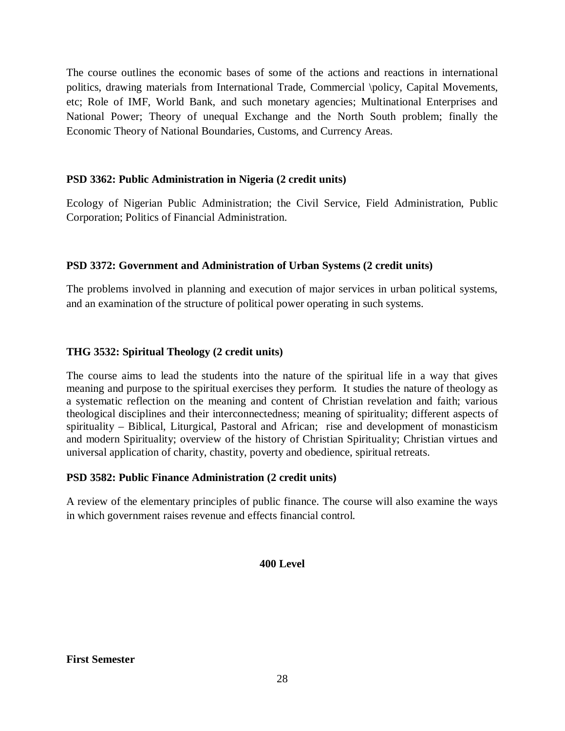The course outlines the economic bases of some of the actions and reactions in international politics, drawing materials from International Trade, Commercial \policy, Capital Movements, etc; Role of IMF, World Bank, and such monetary agencies; Multinational Enterprises and National Power; Theory of unequal Exchange and the North South problem; finally the Economic Theory of National Boundaries, Customs, and Currency Areas.

**PSD 3362: Public Administration in Nigeria (2 credit units)**

Ecology of Nigerian Public Administration; the Civil Service, Field Administration, Public Corporation; Politics of Financial Administration.

**PSD 3372: Government and Administration of Urban Systems (2 credit units)**

The problems involved in planning and execution of major services in urban political systems, and an examination of the structure of political power operating in such systems.

**THG 3532: Spiritual Theology (2 credit units)**

The course aims to lead the students into the nature of the spiritual life in a way that gives meaning and purpose to the spiritual exercises they perform. It studies the nature of theology as a systematic reflection on the meaning and content of Christian revelation and faith; various theological disciplines and their interconnectedness; meaning of spirituality; different aspects of spirituality – Biblical, Liturgical, Pastoral and African; rise and development of monasticism and modern Spirituality; overview of the history of Christian Spirituality; Christian virtues and universal application of charity, chastity, poverty and obedience, spiritual retreats.

**PSD 3582: Public Finance Administration (2 credit units)**

A review of the elementary principles of public finance. The course will also examine the ways in which government raises revenue and effects financial control.

**400 Level**

**First Semester**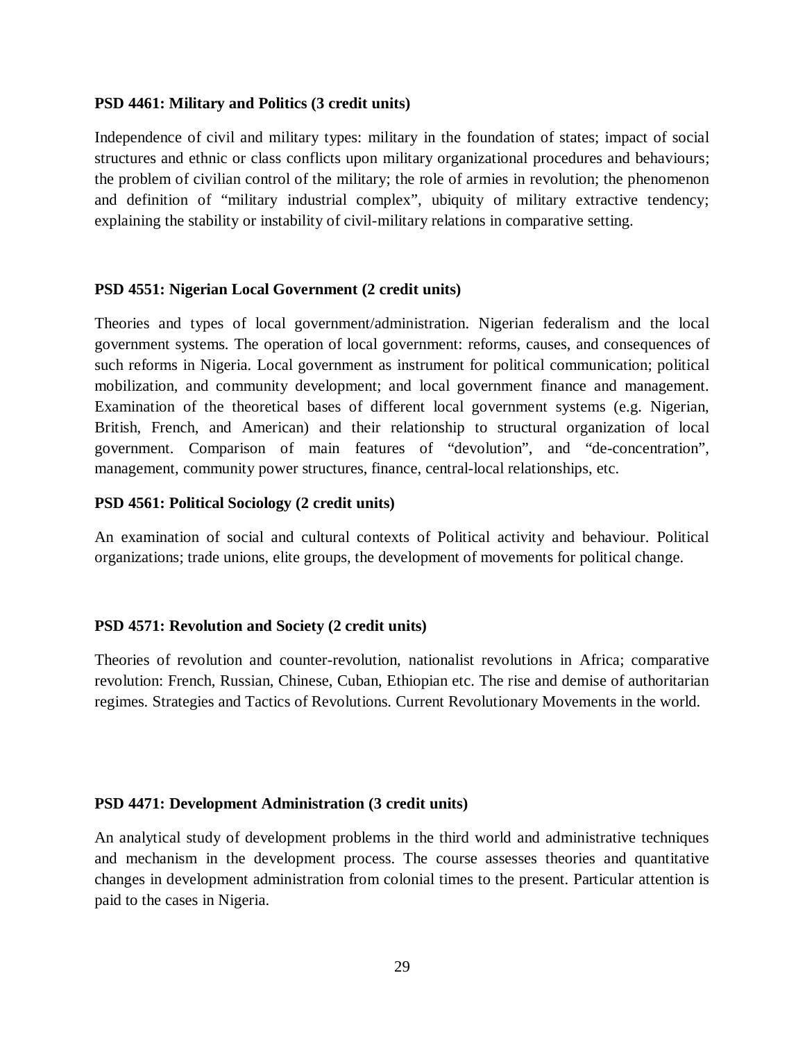**PSD 4461: Military and Politics (3 credit units)**

Independence of civil and military types: military in the foundation of states; impact of social structures and ethnic or class conflicts upon military organizational procedures and behaviours; the problem of civilian control of the military; the role of armies in revolution; the phenomenon and definition of “military industrial complex”, ubiquity of military extractive tendency; explaining the stability or instability of civil-military relations in comparative setting.

**PSD 4551: Nigerian Local Government (2 credit units)**

Theories and types of local government/administration. Nigerian federalism and the local government systems. The operation of local government: reforms, causes, and consequences of such reforms in Nigeria. Local government as instrument for political communication; political mobilization, and community development; and local government finance and management. Examination of the theoretical bases of different local government systems (e.g. Nigerian, British, French, and American) and their relationship to structural organization of local government. Comparison of main features of “devolution”, and “de-concentration”, management, community power structures, finance, central-local relationships, etc.

**PSD 4561: Political Sociology (2 credit units)**

An examination of social and cultural contexts of Political activity and behaviour. Political organizations; trade unions, elite groups, the development of movements for political change.

**PSD 4571: Revolution and Society (2 credit units)**

Theories of revolution and counter-revolution, nationalist revolutions in Africa; comparative revolution: French, Russian, Chinese, Cuban, Ethiopian etc. The rise and demise of authoritarian regimes. Strategies and Tactics of Revolutions. Current Revolutionary Movements in the world.

**PSD 4471: Development Administration (3 credit units)**

An analytical study of development problems in the third world and administrative techniques and mechanism in the development process. The course assesses theories and quantitative changes in development administration from colonial times to the present. Particular attention is paid to the cases in Nigeria.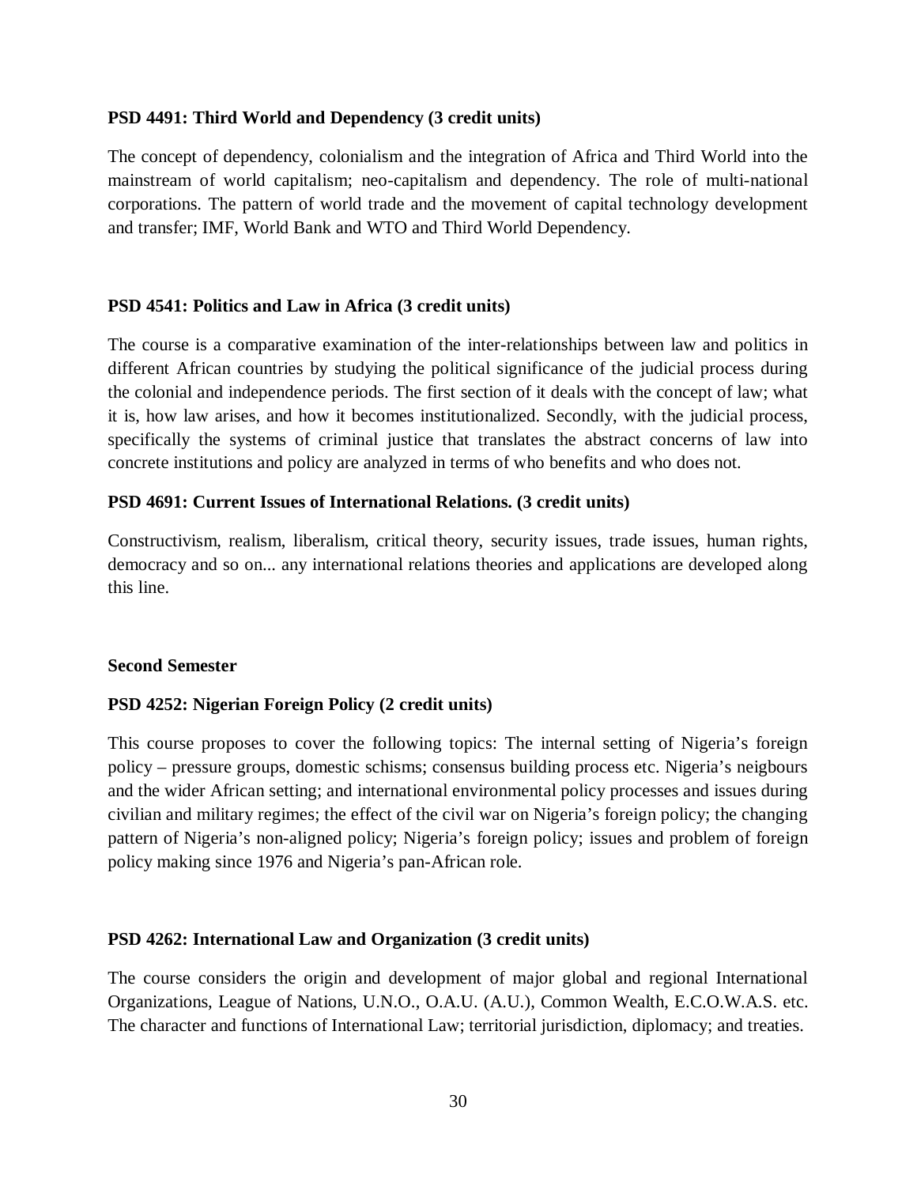**PSD 4491: Third World and Dependency (3 credit units)**

The concept of dependency, colonialism and the integration of Africa and Third World into the mainstream of world capitalism; neo-capitalism and dependency. The role of multi-national corporations. The pattern of world trade and the movement of capital technology development and transfer; IMF, World Bank and WTO and Third World Dependency.

**PSD 4541: Politics and Law in Africa (3 credit units)**

The course is a comparative examination of the inter-relationships between law and politics in different African countries by studying the political significance of the judicial process during the colonial and independence periods. The first section of it deals with the concept of law; what it is, how law arises, and how it becomes institutionalized. Secondly, with the judicial process, specifically the systems of criminal justice that translates the abstract concerns of law into concrete institutions and policy are analyzed in terms of who benefits and who does not.

**PSD 4691: Current Issues of International Relations. (3 credit units)**

Constructivism, realism, liberalism, critical theory, security issues, trade issues, human rights, democracy and so on... any international relations theories and applications are developed along this line.

**Second Semester**

**PSD 4252: Nigerian Foreign Policy (2 credit units)**

This course proposes to cover the following topics: The internal setting of Nigeria's foreign policy – pressure groups, domestic schisms; consensus building process etc. Nigeria's neigbours and the wider African setting; and international environmental policy processes and issues during civilian and military regimes; the effect of the civil war on Nigeria's foreign policy; the changing pattern of Nigeria's non-aligned policy; Nigeria's foreign policy; issues and problem of foreign policy making since 1976 and Nigeria's pan-African role.

**PSD 4262: International Law and Organization (3 credit units)**

The course considers the origin and development of major global and regional International Organizations, League of Nations, U.N.O., O.A.U. (A.U.), Common Wealth, E.C.O.W.A.S. etc. The character and functions of International Law; territorial jurisdiction, diplomacy; and treaties.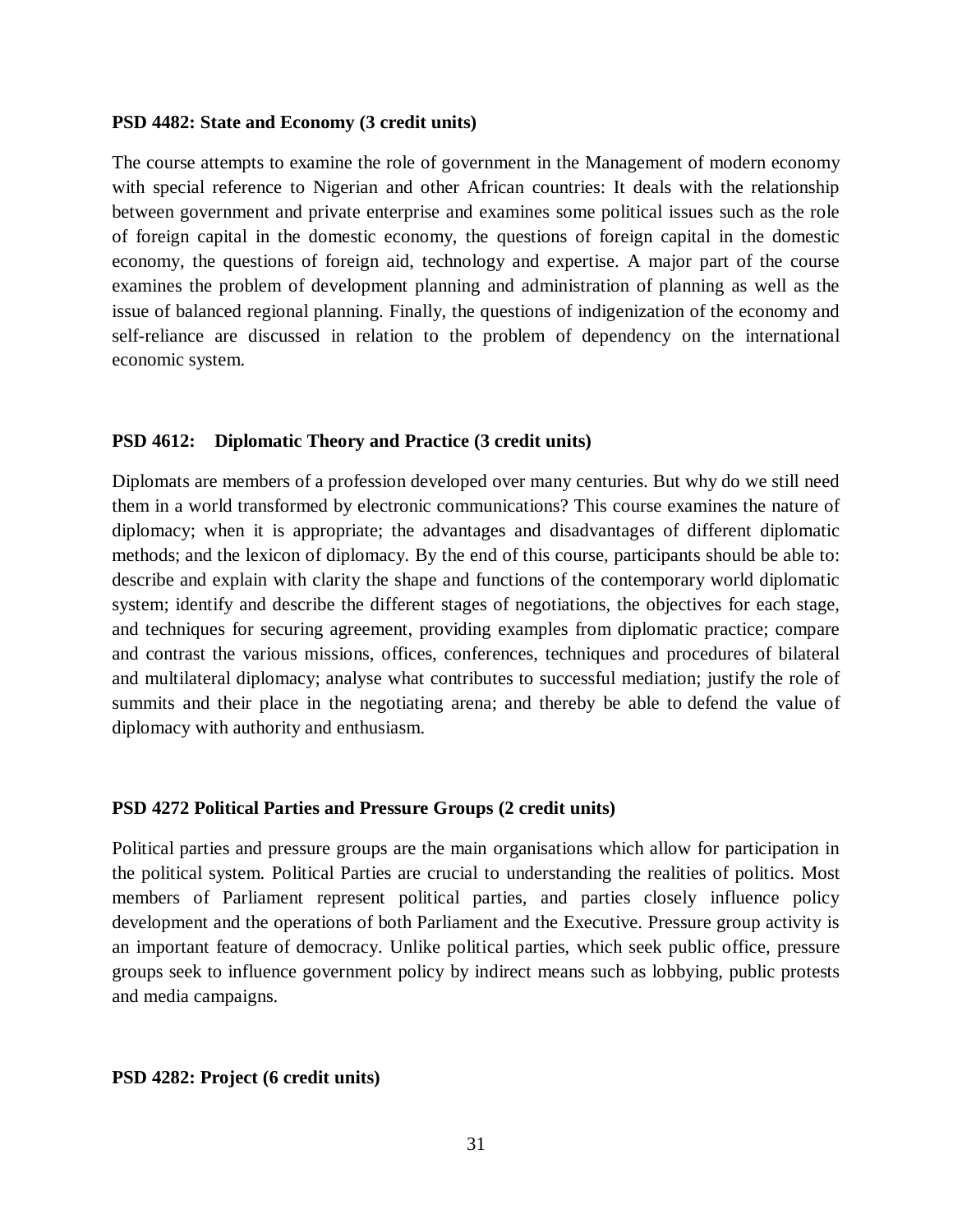**PSD 4482: State and Economy (3 credit units)**

The course attempts to examine the role of government in the Management of modern economy with special reference to Nigerian and other African countries: It deals with the relationship between government and private enterprise and examines some political issues such as the role of foreign capital in the domestic economy, the questions of foreign capital in the domestic economy, the questions of foreign aid, technology and expertise. A major part of the course examines the problem of development planning and administration of planning as well as the issue of balanced regional planning. Finally, the questions of indigenization of the economy and self-reliance are discussed in relation to the problem of dependency on the international economic system.

**PSD 4612: Diplomatic Theory and Practice (3 credit units)**

Diplomats are members of a profession developed over many centuries. But why do we still need them in a world transformed by electronic communications? This course examines the nature of diplomacy; when it is appropriate; the advantages and disadvantages of different diplomatic methods; and the lexicon of diplomacy. By the end of this course, participants should be able to: describe and explain with clarity the shape and functions of the contemporary world diplomatic system; identify and describe the different stages of negotiations, the objectives for each stage, and techniques for securing agreement, providing examples from diplomatic practice; compare and contrast the various missions, offices, conferences, techniques and procedures of bilateral and multilateral diplomacy; analyse what contributes to successful mediation; justify the role of summits and their place in the negotiating arena; and thereby be able to defend the value of diplomacy with authority and enthusiasm.

**PSD 4272 Political Parties and Pressure Groups (2 credit units)**

Political parties and pressure groups are the main organisations which allow for participation in the political system. Political Parties are crucial to understanding the realities of politics. Most members of Parliament represent political parties, and parties closely influence policy development and the operations of both Parliament and the Executive. Pressure group activity is an important feature of democracy. Unlike political parties, which seek public office, pressure groups seek to influence government policy by indirect means such as lobbying, public protests and media campaigns.

**PSD 4282: Project (6 credit units)**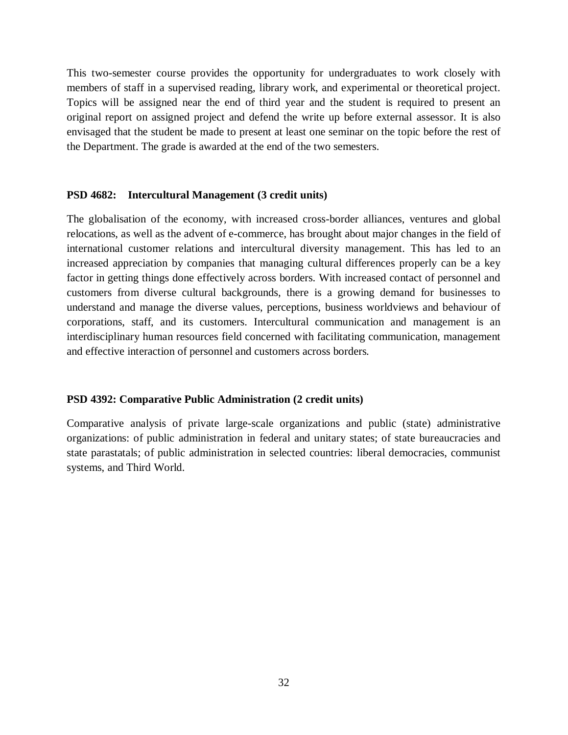This two-semester course provides the opportunity for undergraduates to work closely with members of staff in a supervised reading, library work, and experimental or theoretical project. Topics will be assigned near the end of third year and the student is required to present an original report on assigned project and defend the write up before external assessor. It is also envisaged that the student be made to present at least one seminar on the topic before the rest of the Department. The grade is awarded at the end of the two semesters.

**PSD 4682: Intercultural Management (3 credit units)**

The globalisation of the economy, with increased cross-border alliances, ventures and global relocations, as well as the advent of e-commerce, has brought about major changes in the field of international customer relations and intercultural diversity management. This has led to an increased appreciation by companies that managing cultural differences properly can be a key factor in getting things done effectively across borders. With increased contact of personnel and customers from diverse cultural backgrounds, there is a growing demand for businesses to understand and manage the diverse values, perceptions, business worldviews and behaviour of corporations, staff, and its customers. Intercultural communication and management is an interdisciplinary human resources field concerned with facilitating communication, management and effective interaction of personnel and customers across borders.

**PSD 4392: Comparative Public Administration (2 credit units)**

Comparative analysis of private large-scale organizations and public (state) administrative organizations: of public administration in federal and unitary states; of state bureaucracies and state parastatals; of public administration in selected countries: liberal democracies, communist systems, and Third World.